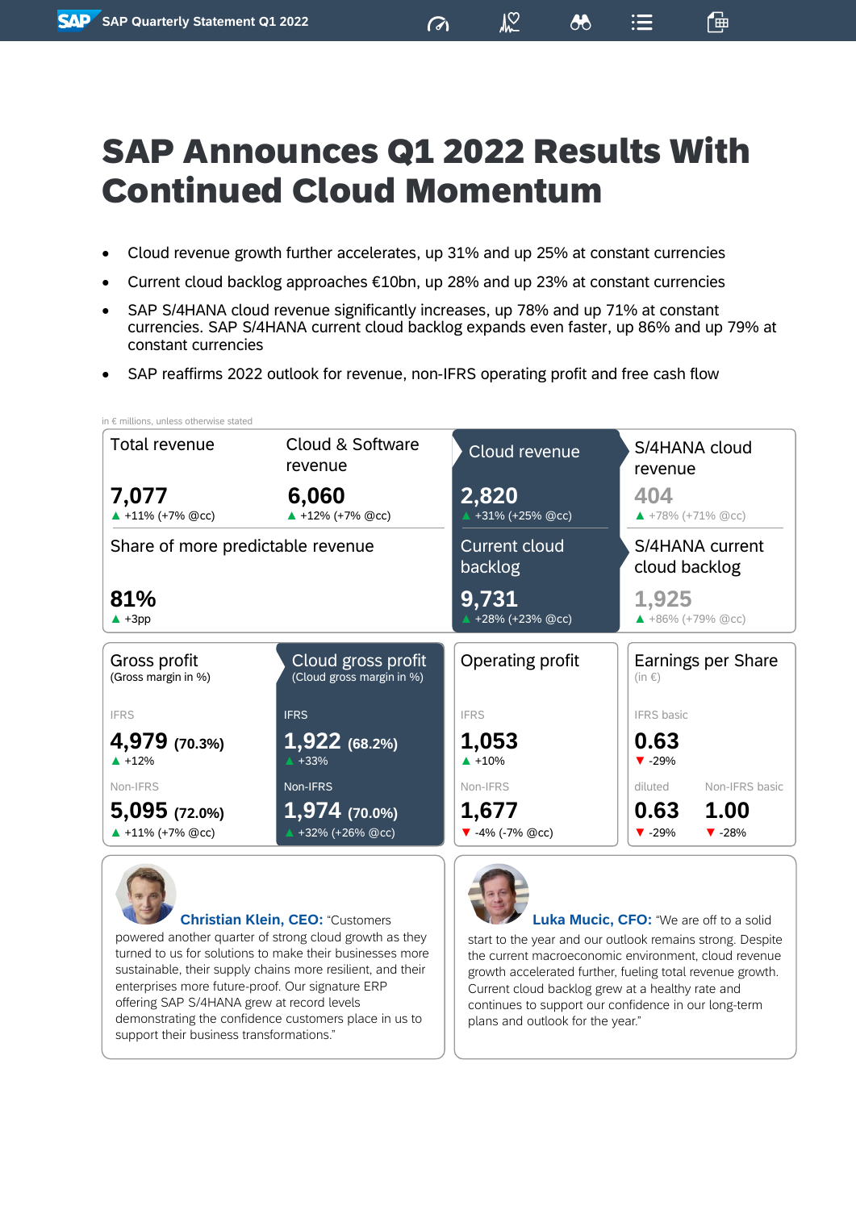# SAP Announces Q1 2022 Results With Continued Cloud Momentum

- Cloud revenue growth further accelerates, up 31% and up 25% at constant currencies
- Current cloud backlog approaches €10bn, up 28% and up 23% at constant currencies
- SAP S/4HANA cloud revenue significantly increases, up 78% and up 71% at constant currencies. SAP S/4HANA current cloud backlog expands even faster, up 86% and up 79% at constant currencies
- SAP reaffirms 2022 outlook for revenue, non-IFRS operating profit and free cash flow

in € millions, unless otherwise stated

| Total revenue | Cloud & Software revenue | Cloud revenue | S/4HANA cloud revenue |
|---|---|---|---|
| **7,077** ▲ +11% (+7% @cc) | **6,060** ▲ +12% (+7% @cc) | **2,820** ▲ +31% (+25% @cc) | **404** ▲ +78% (+71% @cc) |
| **Share of more predictable revenue** | | **Current cloud backlog** | **S/4HANA current cloud backlog** |
| **81%** ▲ +3pp | | **9,731** ▲ +28% (+23% @cc) | **1,925** ▲ +86% (+79% @cc) |

| Gross profit (Gross margin in %) | Cloud gross profit (Cloud gross margin in %) | Operating profit | Earnings per Share (in €) | |
|---|---|---|---|---|
| IFRS | IFRS | IFRS | IFRS basic | |
| **4,979** (70.3%) ▲ +12% | **1,922** (68.2%) ▲ +33% | **1,053** ▲ +10% | **0.63** ▼ -29% | |
| Non-IFRS | Non-IFRS | Non-IFRS | diluted | Non-IFRS basic |
| **5,095** (72.0%) ▲ +11% (+7% @cc) | **1,974** (70.0%) ▲ +32% (+26% @cc) | **1,677** ▼ -4% (-7% @cc) | **0.63** ▼ -29% | **1.00** ▼ -28% |

**Christian Klein, CEO:** "Customers powered another quarter of strong cloud growth as they turned to us for solutions to make their businesses more sustainable, their supply chains more resilient, and their enterprises more future-proof. Our signature ERP offering SAP S/4HANA grew at record levels demonstrating the confidence customers place in us to support their business transformations."

**Luka Mucic, CFO:** "We are off to a solid start to the year and our outlook remains strong. Despite the current macroeconomic environment, cloud revenue growth accelerated further, fueling total revenue growth. Current cloud backlog grew at a healthy rate and continues to support our confidence in our long-term plans and outlook for the year."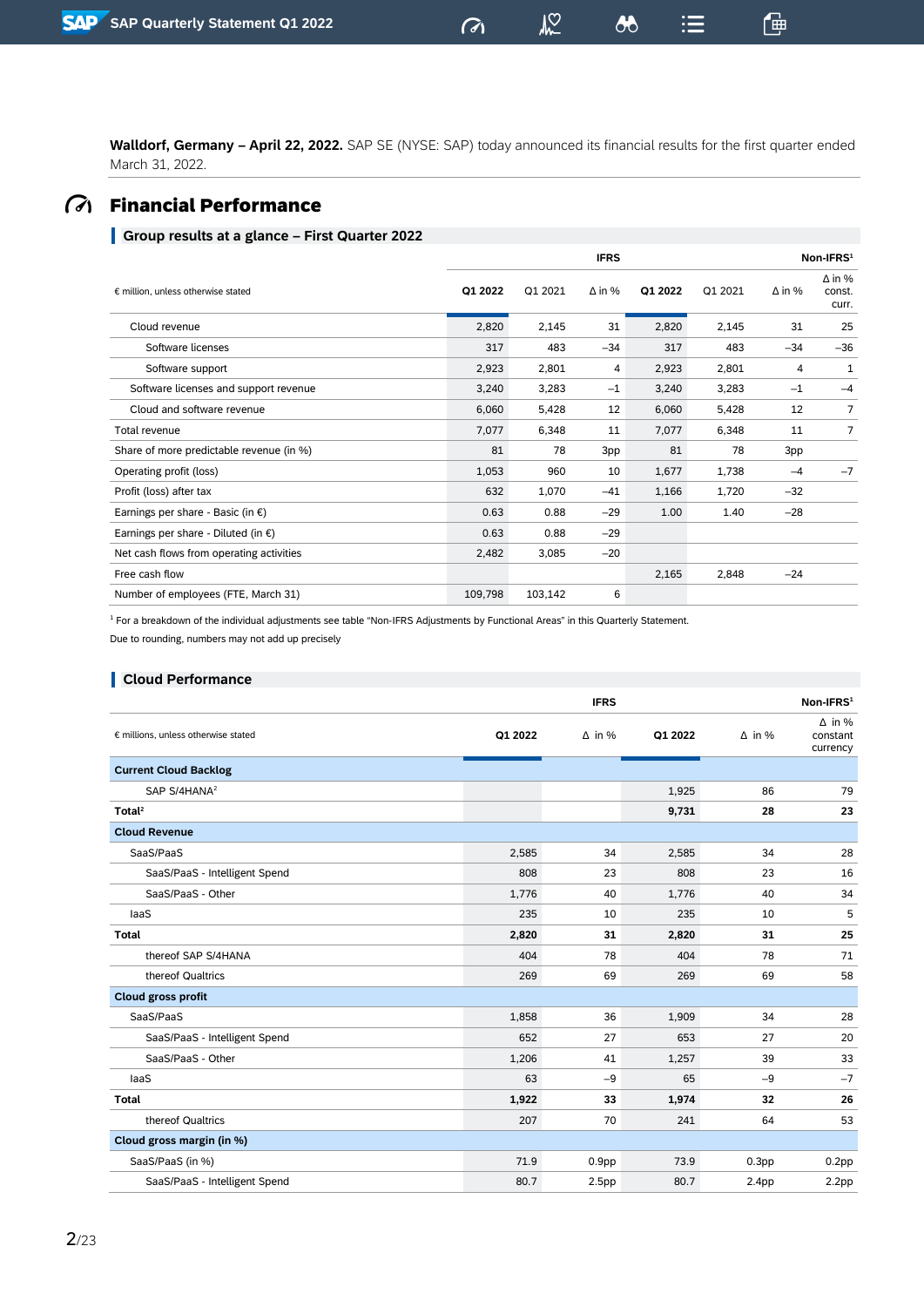**Walldorf, Germany – April 22, 2022.** SAP SE (NYSE: SAP) today announced its financial results for the first quarter ended March 31, 2022.

# Financial Performance

## Group results at a glance – First Quarter 2022

| € million, unless otherwise stated | IFRS | | | Non-IFRS[1] | | | |
|---|---|---|---|---|---|---|---|
| | Q1 2022 | Q1 2021 | Δ in % | Q1 2022 | Q1 2021 | Δ in % | Δ in % const. curr. |
| Cloud revenue | 2,820 | 2,145 | 31 | 2,820 | 2,145 | 31 | 25 |
| Software licenses | 317 | 483 | –34 | 317 | 483 | –34 | –36 |
| Software support | 2,923 | 2,801 | 4 | 2,923 | 2,801 | 4 | 1 |
| Software licenses and support revenue | 3,240 | 3,283 | –1 | 3,240 | 3,283 | –1 | –4 |
| Cloud and software revenue | 6,060 | 5,428 | 12 | 6,060 | 5,428 | 12 | 7 |
| Total revenue | 7,077 | 6,348 | 11 | 7,077 | 6,348 | 11 | 7 |
| Share of more predictable revenue (in %) | 81 | 78 | 3pp | 81 | 78 | 3pp | |
| Operating profit (loss) | 1,053 | 960 | 10 | 1,677 | 1,738 | –4 | –7 |
| Profit (loss) after tax | 632 | 1,070 | –41 | 1,166 | 1,720 | –32 | |
| Earnings per share - Basic (in €) | 0.63 | 0.88 | –29 | 1.00 | 1.40 | –28 | |
| Earnings per share - Diluted (in €) | 0.63 | 0.88 | –29 | | | | |
| Net cash flows from operating activities | 2,482 | 3,085 | –20 | | | | |
| Free cash flow | | | | 2,165 | 2,848 | –24 | |
| Number of employees (FTE, March 31) | 109,798 | 103,142 | 6 | | | | |

[1] For a breakdown of the individual adjustments see table "Non-IFRS Adjustments by Functional Areas" in this Quarterly Statement.

Due to rounding, numbers may not add up precisely

## Cloud Performance

| € millions, unless otherwise stated | IFRS | | Non-IFRS[1] | | |
|---|---|---|---|---|---|
| | Q1 2022 | Δ in % | Q1 2022 | Δ in % | Δ in % constant currency |
| **Current Cloud Backlog** | | | | | |
| SAP S/4HANA[2] | | | 1,925 | 86 | 79 |
| **Total[2]** | | | **9,731** | **28** | **23** |
| **Cloud Revenue** | | | | | |
| SaaS/PaaS | 2,585 | 34 | 2,585 | 34 | 28 |
| SaaS/PaaS - Intelligent Spend | 808 | 23 | 808 | 23 | 16 |
| SaaS/PaaS - Other | 1,776 | 40 | 1,776 | 40 | 34 |
| IaaS | 235 | 10 | 235 | 10 | 5 |
| **Total** | **2,820** | **31** | **2,820** | **31** | **25** |
| thereof SAP S/4HANA | 404 | 78 | 404 | 78 | 71 |
| thereof Qualtrics | 269 | 69 | 269 | 69 | 58 |
| **Cloud gross profit** | | | | | |
| SaaS/PaaS | 1,858 | 36 | 1,909 | 34 | 28 |
| SaaS/PaaS - Intelligent Spend | 652 | 27 | 653 | 27 | 20 |
| SaaS/PaaS - Other | 1,206 | 41 | 1,257 | 39 | 33 |
| IaaS | 63 | –9 | 65 | –9 | –7 |
| **Total** | **1,922** | **33** | **1,974** | **32** | **26** |
| thereof Qualtrics | 207 | 70 | 241 | 64 | 53 |
| **Cloud gross margin (in %)** | | | | | |
| SaaS/PaaS (in %) | 71.9 | 0.9pp | 73.9 | 0.3pp | 0.2pp |
| SaaS/PaaS - Intelligent Spend | 80.7 | 2.5pp | 80.7 | 2.4pp | 2.2pp |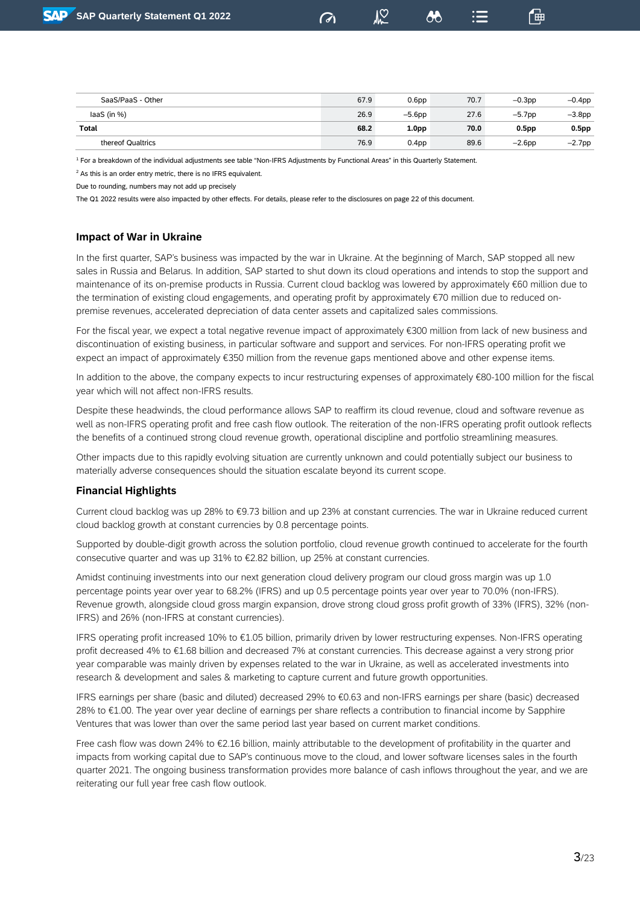| | | | | | |
|---|---|---|---|---|---|
| SaaS/PaaS - Other | 67.9 | 0.6pp | 70.7 | –0.3pp | –0.4pp |
| IaaS (in %) | 26.9 | –5.6pp | 27.6 | –5.7pp | –3.8pp |
| **Total** | **68.2** | **1.0pp** | **70.0** | **0.5pp** | **0.5pp** |
| thereof Qualtrics | 76.9 | 0.4pp | 89.6 | –2.6pp | –2.7pp |

[1] For a breakdown of the individual adjustments see table "Non-IFRS Adjustments by Functional Areas" in this Quarterly Statement.

[2] As this is an order entry metric, there is no IFRS equivalent.

Due to rounding, numbers may not add up precisely

The Q1 2022 results were also impacted by other effects. For details, please refer to the disclosures on page 22 of this document.

## Impact of War in Ukraine

In the first quarter, SAP's business was impacted by the war in Ukraine. At the beginning of March, SAP stopped all new sales in Russia and Belarus. In addition, SAP started to shut down its cloud operations and intends to stop the support and maintenance of its on-premise products in Russia. Current cloud backlog was lowered by approximately €60 million due to the termination of existing cloud engagements, and operating profit by approximately €70 million due to reduced on-premise revenues, accelerated depreciation of data center assets and capitalized sales commissions.

For the fiscal year, we expect a total negative revenue impact of approximately €300 million from lack of new business and discontinuation of existing business, in particular software and support and services. For non-IFRS operating profit we expect an impact of approximately €350 million from the revenue gaps mentioned above and other expense items.

In addition to the above, the company expects to incur restructuring expenses of approximately €80-100 million for the fiscal year which will not affect non-IFRS results.

Despite these headwinds, the cloud performance allows SAP to reaffirm its cloud revenue, cloud and software revenue as well as non-IFRS operating profit and free cash flow outlook. The reiteration of the non-IFRS operating profit outlook reflects the benefits of a continued strong cloud revenue growth, operational discipline and portfolio streamlining measures.

Other impacts due to this rapidly evolving situation are currently unknown and could potentially subject our business to materially adverse consequences should the situation escalate beyond its current scope.

## Financial Highlights

Current cloud backlog was up 28% to €9.73 billion and up 23% at constant currencies. The war in Ukraine reduced current cloud backlog growth at constant currencies by 0.8 percentage points.

Supported by double-digit growth across the solution portfolio, cloud revenue growth continued to accelerate for the fourth consecutive quarter and was up 31% to €2.82 billion, up 25% at constant currencies.

Amidst continuing investments into our next generation cloud delivery program our cloud gross margin was up 1.0 percentage points year over year to 68.2% (IFRS) and up 0.5 percentage points year over year to 70.0% (non-IFRS). Revenue growth, alongside cloud gross margin expansion, drove strong cloud gross profit growth of 33% (IFRS), 32% (non-IFRS) and 26% (non-IFRS at constant currencies).

IFRS operating profit increased 10% to €1.05 billion, primarily driven by lower restructuring expenses. Non-IFRS operating profit decreased 4% to €1.68 billion and decreased 7% at constant currencies. This decrease against a very strong prior year comparable was mainly driven by expenses related to the war in Ukraine, as well as accelerated investments into research & development and sales & marketing to capture current and future growth opportunities.

IFRS earnings per share (basic and diluted) decreased 29% to €0.63 and non-IFRS earnings per share (basic) decreased 28% to €1.00. The year over year decline of earnings per share reflects a contribution to financial income by Sapphire Ventures that was lower than over the same period last year based on current market conditions.

Free cash flow was down 24% to €2.16 billion, mainly attributable to the development of profitability in the quarter and impacts from working capital due to SAP's continuous move to the cloud, and lower software licenses sales in the fourth quarter 2021. The ongoing business transformation provides more balance of cash inflows throughout the year, and we are reiterating our full year free cash flow outlook.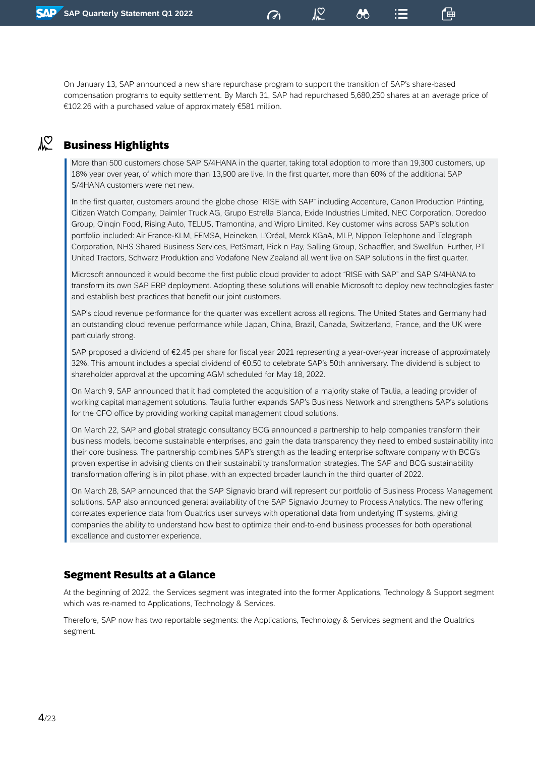On January 13, SAP announced a new share repurchase program to support the transition of SAP's share-based compensation programs to equity settlement. By March 31, SAP had repurchased 5,680,250 shares at an average price of €102.26 with a purchased value of approximately €581 million.

## Business Highlights

More than 500 customers chose SAP S/4HANA in the quarter, taking total adoption to more than 19,300 customers, up 18% year over year, of which more than 13,900 are live. In the first quarter, more than 60% of the additional SAP S/4HANA customers were net new.

In the first quarter, customers around the globe chose "RISE with SAP" including Accenture, Canon Production Printing, Citizen Watch Company, Daimler Truck AG, Grupo Estrella Blanca, Exide Industries Limited, NEC Corporation, Ooredoo Group, Qinqin Food, Rising Auto, TELUS, Tramontina, and Wipro Limited. Key customer wins across SAP's solution portfolio included: Air France-KLM, FEMSA, Heineken, L'Oréal, Merck KGaA, MLP, Nippon Telephone and Telegraph Corporation, NHS Shared Business Services, PetSmart, Pick n Pay, Salling Group, Schaeffler, and Swellfun. Further, PT United Tractors, Schwarz Produktion and Vodafone New Zealand all went live on SAP solutions in the first quarter.

Microsoft announced it would become the first public cloud provider to adopt "RISE with SAP" and SAP S/4HANA to transform its own SAP ERP deployment. Adopting these solutions will enable Microsoft to deploy new technologies faster and establish best practices that benefit our joint customers.

SAP's cloud revenue performance for the quarter was excellent across all regions. The United States and Germany had an outstanding cloud revenue performance while Japan, China, Brazil, Canada, Switzerland, France, and the UK were particularly strong.

SAP proposed a dividend of €2.45 per share for fiscal year 2021 representing a year-over-year increase of approximately 32%. This amount includes a special dividend of €0.50 to celebrate SAP's 50th anniversary. The dividend is subject to shareholder approval at the upcoming AGM scheduled for May 18, 2022.

On March 9, SAP announced that it had completed the acquisition of a majority stake of Taulia, a leading provider of working capital management solutions. Taulia further expands SAP's Business Network and strengthens SAP's solutions for the CFO office by providing working capital management cloud solutions.

On March 22, SAP and global strategic consultancy BCG announced a partnership to help companies transform their business models, become sustainable enterprises, and gain the data transparency they need to embed sustainability into their core business. The partnership combines SAP's strength as the leading enterprise software company with BCG's proven expertise in advising clients on their sustainability transformation strategies. The SAP and BCG sustainability transformation offering is in pilot phase, with an expected broader launch in the third quarter of 2022.

On March 28, SAP announced that the SAP Signavio brand will represent our portfolio of Business Process Management solutions. SAP also announced general availability of the SAP Signavio Journey to Process Analytics. The new offering correlates experience data from Qualtrics user surveys with operational data from underlying IT systems, giving companies the ability to understand how best to optimize their end-to-end business processes for both operational excellence and customer experience.

## Segment Results at a Glance

At the beginning of 2022, the Services segment was integrated into the former Applications, Technology & Support segment which was re-named to Applications, Technology & Services.

Therefore, SAP now has two reportable segments: the Applications, Technology & Services segment and the Qualtrics segment.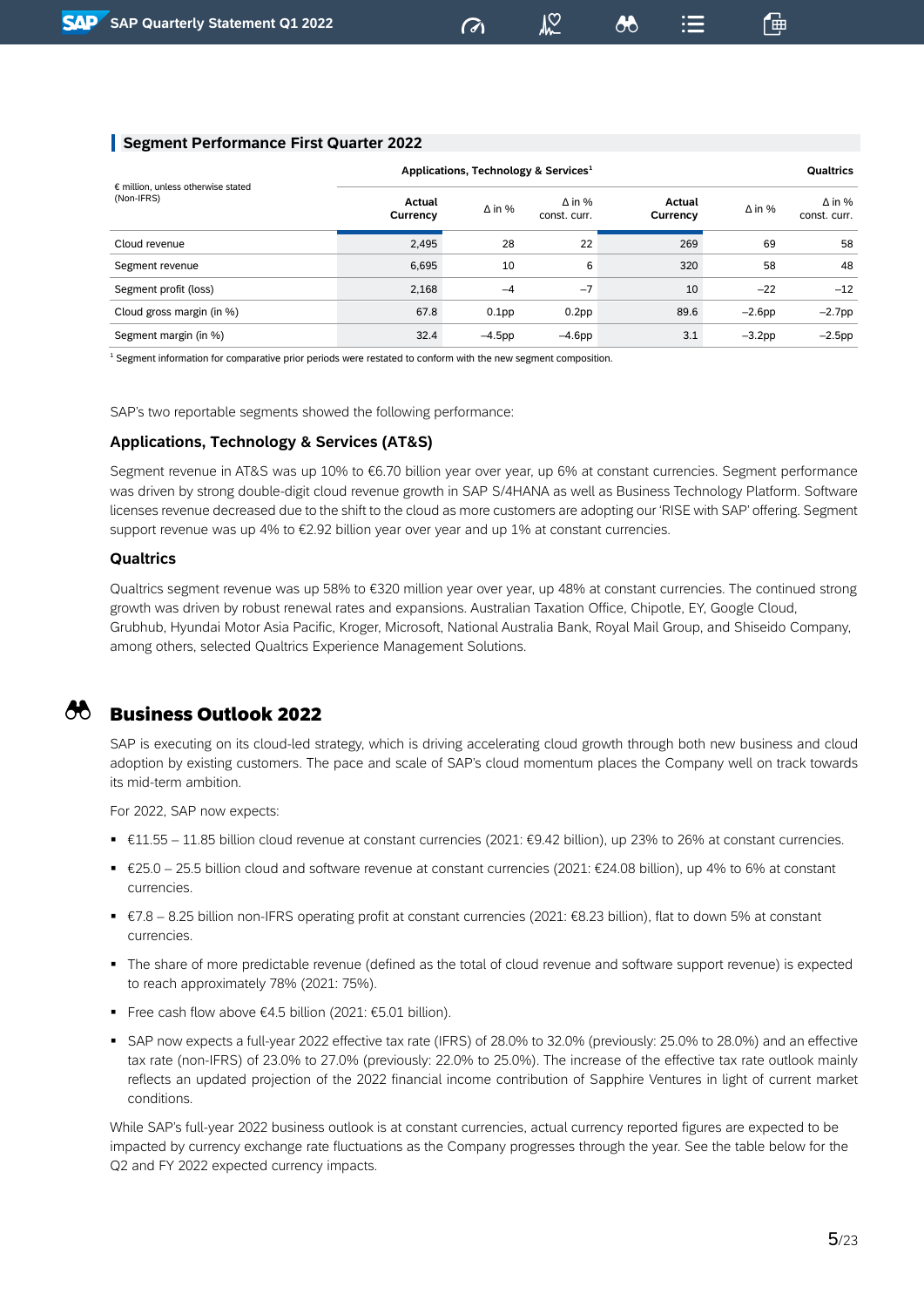## Segment Performance First Quarter 2022

| € million, unless otherwise stated (Non-IFRS) | Applications, Technology & Services[1] | | | Qualtrics | | |
|---|---|---|---|---|---|---|
| | Actual Currency | Δ in % | Δ in % const. curr. | Actual Currency | Δ in % | Δ in % const. curr. |
| Cloud revenue | 2,495 | 28 | 22 | 269 | 69 | 58 |
| Segment revenue | 6,695 | 10 | 6 | 320 | 58 | 48 |
| Segment profit (loss) | 2,168 | –4 | –7 | 10 | –22 | –12 |
| Cloud gross margin (in %) | 67.8 | 0.1pp | 0.2pp | 89.6 | –2.6pp | –2.7pp |
| Segment margin (in %) | 32.4 | –4.5pp | –4.6pp | 3.1 | –3.2pp | –2.5pp |

[1] Segment information for comparative prior periods were restated to conform with the new segment composition.

SAP's two reportable segments showed the following performance:

### Applications, Technology & Services (AT&S)

Segment revenue in AT&S was up 10% to €6.70 billion year over year, up 6% at constant currencies. Segment performance was driven by strong double-digit cloud revenue growth in SAP S/4HANA as well as Business Technology Platform. Software licenses revenue decreased due to the shift to the cloud as more customers are adopting our 'RISE with SAP' offering. Segment support revenue was up 4% to €2.92 billion year over year and up 1% at constant currencies.

### Qualtrics

Qualtrics segment revenue was up 58% to €320 million year over year, up 48% at constant currencies. The continued strong growth was driven by robust renewal rates and expansions. Australian Taxation Office, Chipotle, EY, Google Cloud, Grubhub, Hyundai Motor Asia Pacific, Kroger, Microsoft, National Australia Bank, Royal Mail Group, and Shiseido Company, among others, selected Qualtrics Experience Management Solutions.

# Business Outlook 2022

SAP is executing on its cloud-led strategy, which is driving accelerating cloud growth through both new business and cloud adoption by existing customers. The pace and scale of SAP's cloud momentum places the Company well on track towards its mid-term ambition.

For 2022, SAP now expects:

- €11.55 – 11.85 billion cloud revenue at constant currencies (2021: €9.42 billion), up 23% to 26% at constant currencies.
- €25.0 – 25.5 billion cloud and software revenue at constant currencies (2021: €24.08 billion), up 4% to 6% at constant currencies.
- €7.8 – 8.25 billion non-IFRS operating profit at constant currencies (2021: €8.23 billion), flat to down 5% at constant currencies.
- The share of more predictable revenue (defined as the total of cloud revenue and software support revenue) is expected to reach approximately 78% (2021: 75%).
- Free cash flow above €4.5 billion (2021: €5.01 billion).
- SAP now expects a full-year 2022 effective tax rate (IFRS) of 28.0% to 32.0% (previously: 25.0% to 28.0%) and an effective tax rate (non-IFRS) of 23.0% to 27.0% (previously: 22.0% to 25.0%). The increase of the effective tax rate outlook mainly reflects an updated projection of the 2022 financial income contribution of Sapphire Ventures in light of current market conditions.

While SAP's full-year 2022 business outlook is at constant currencies, actual currency reported figures are expected to be impacted by currency exchange rate fluctuations as the Company progresses through the year. See the table below for the Q2 and FY 2022 expected currency impacts.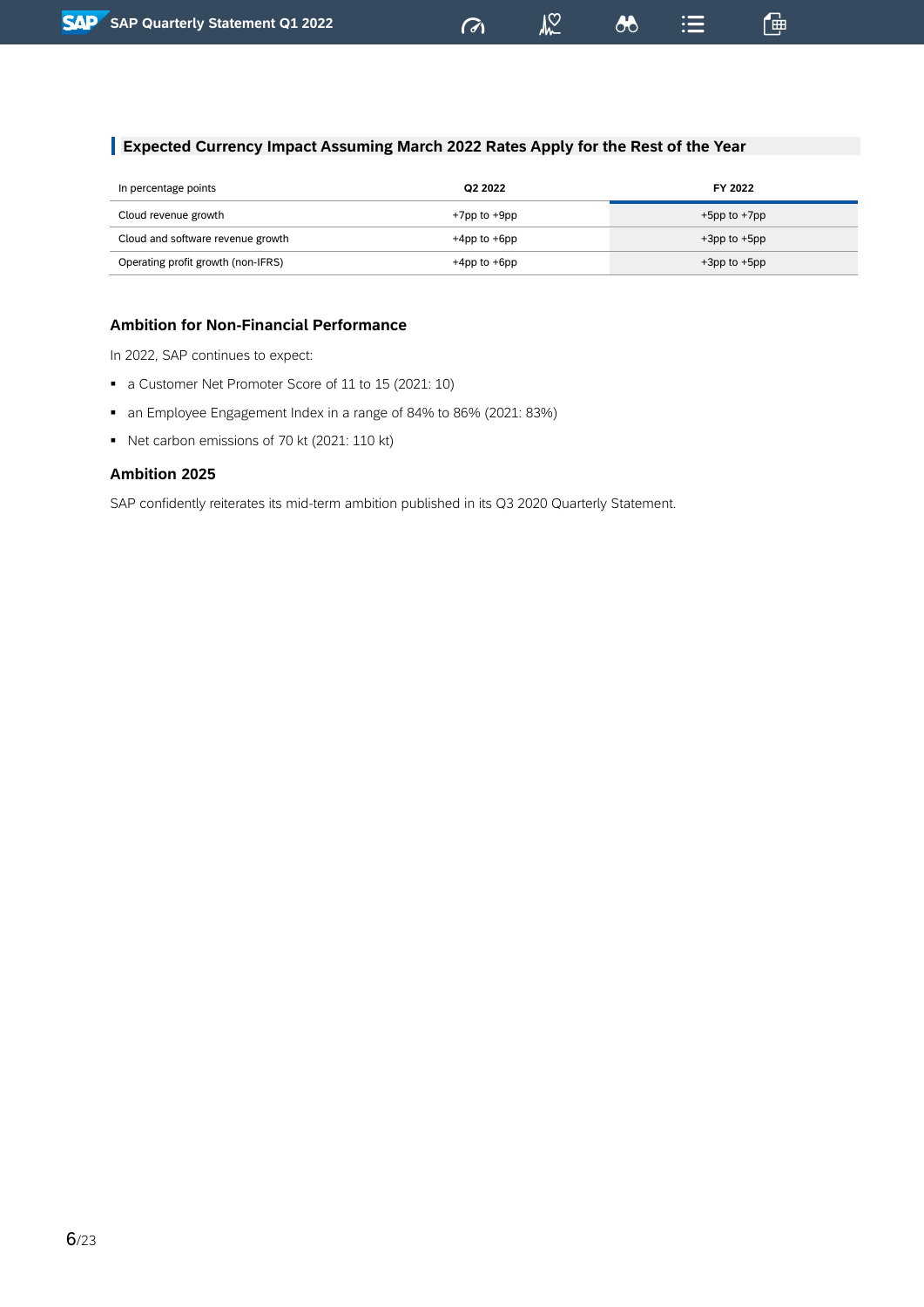## Expected Currency Impact Assuming March 2022 Rates Apply for the Rest of the Year

| In percentage points | Q2 2022 | FY 2022 |
|---|---|---|
| Cloud revenue growth | +7pp to +9pp | +5pp to +7pp |
| Cloud and software revenue growth | +4pp to +6pp | +3pp to +5pp |
| Operating profit growth (non-IFRS) | +4pp to +6pp | +3pp to +5pp |

### Ambition for Non-Financial Performance

In 2022, SAP continues to expect:

- a Customer Net Promoter Score of 11 to 15 (2021: 10)
- an Employee Engagement Index in a range of 84% to 86% (2021: 83%)
- Net carbon emissions of 70 kt (2021: 110 kt)

### Ambition 2025

SAP confidently reiterates its mid-term ambition published in its Q3 2020 Quarterly Statement.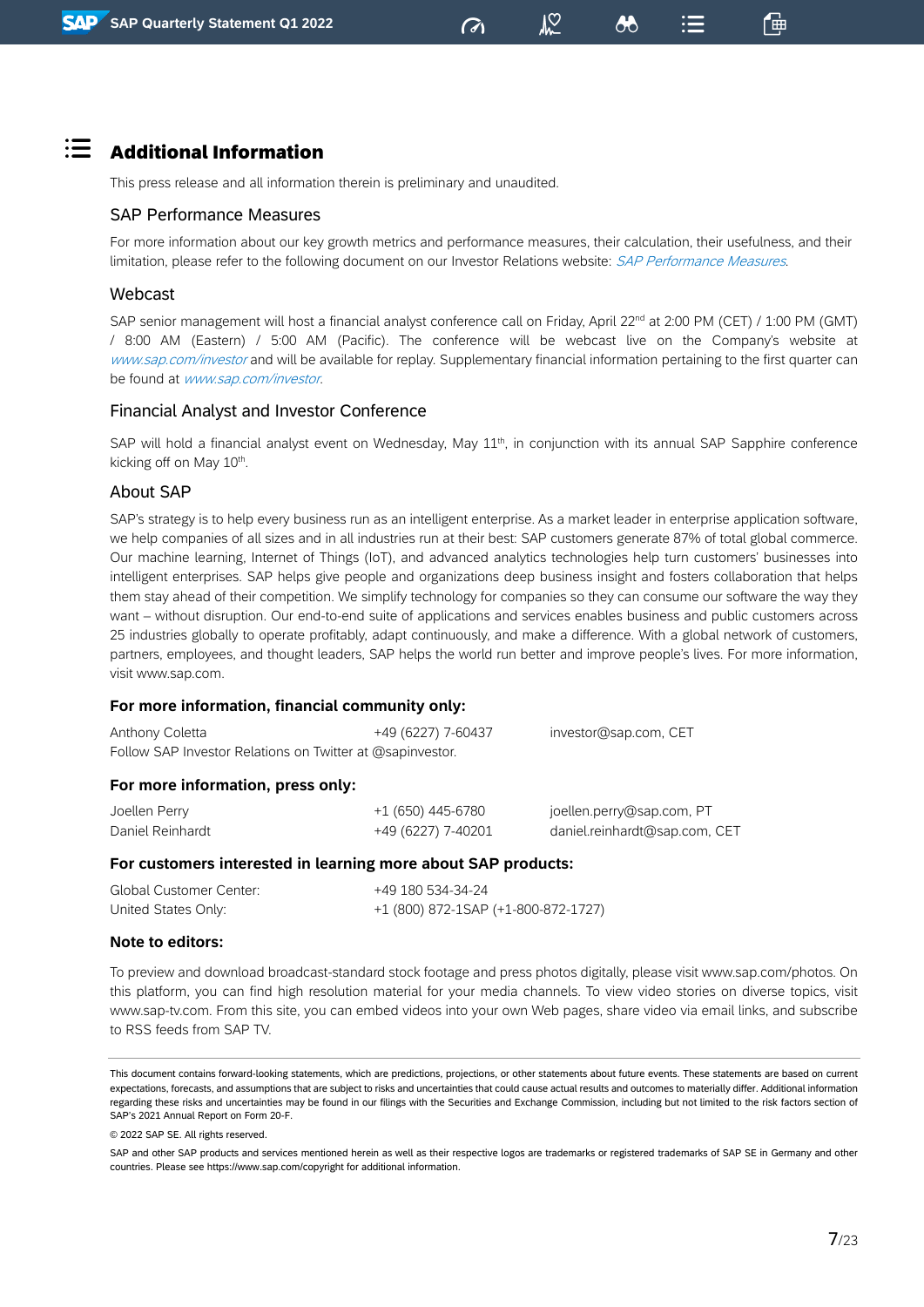# Additional Information

This press release and all information therein is preliminary and unaudited.

## SAP Performance Measures

For more information about our key growth metrics and performance measures, their calculation, their usefulness, and their limitation, please refer to the following document on our Investor Relations website: *SAP Performance Measures*.

## Webcast

SAP senior management will host a financial analyst conference call on Friday, April 22nd at 2:00 PM (CET) / 1:00 PM (GMT) / 8:00 AM (Eastern) / 5:00 AM (Pacific). The conference will be webcast live on the Company's website at *www.sap.com/investor* and will be available for replay. Supplementary financial information pertaining to the first quarter can be found at *www.sap.com/investor*.

## Financial Analyst and Investor Conference

SAP will hold a financial analyst event on Wednesday, May 11th, in conjunction with its annual SAP Sapphire conference kicking off on May 10th.

## About SAP

SAP's strategy is to help every business run as an intelligent enterprise. As a market leader in enterprise application software, we help companies of all sizes and in all industries run at their best: SAP customers generate 87% of total global commerce. Our machine learning, Internet of Things (IoT), and advanced analytics technologies help turn customers' businesses into intelligent enterprises. SAP helps give people and organizations deep business insight and fosters collaboration that helps them stay ahead of their competition. We simplify technology for companies so they can consume our software the way they want – without disruption. Our end-to-end suite of applications and services enables business and public customers across 25 industries globally to operate profitably, adapt continuously, and make a difference. With a global network of customers, partners, employees, and thought leaders, SAP helps the world run better and improve people's lives. For more information, visit www.sap.com.

**For more information, financial community only:**

| | | |
|---|---|---|
| Anthony Coletta | +49 (6227) 7-60437 | investor@sap.com, CET |

Follow SAP Investor Relations on Twitter at @sapinvestor.

**For more information, press only:**

| | | |
|---|---|---|
| Joellen Perry | +1 (650) 445-6780 | joellen.perry@sap.com, PT |
| Daniel Reinhardt | +49 (6227) 7-40201 | daniel.reinhardt@sap.com, CET |

**For customers interested in learning more about SAP products:**

| | |
|---|---|
| Global Customer Center: | +49 180 534-34-24 |
| United States Only: | +1 (800) 872-1SAP (+1-800-872-1727) |

**Note to editors:**

To preview and download broadcast-standard stock footage and press photos digitally, please visit www.sap.com/photos. On this platform, you can find high resolution material for your media channels. To view video stories on diverse topics, visit www.sap-tv.com. From this site, you can embed videos into your own Web pages, share video via email links, and subscribe to RSS feeds from SAP TV.

---

This document contains forward-looking statements, which are predictions, projections, or other statements about future events. These statements are based on current expectations, forecasts, and assumptions that are subject to risks and uncertainties that could cause actual results and outcomes to materially differ. Additional information regarding these risks and uncertainties may be found in our filings with the Securities and Exchange Commission, including but not limited to the risk factors section of SAP's 2021 Annual Report on Form 20-F.

© 2022 SAP SE. All rights reserved.

SAP and other SAP products and services mentioned herein as well as their respective logos are trademarks or registered trademarks of SAP SE in Germany and other countries. Please see https://www.sap.com/copyright for additional information.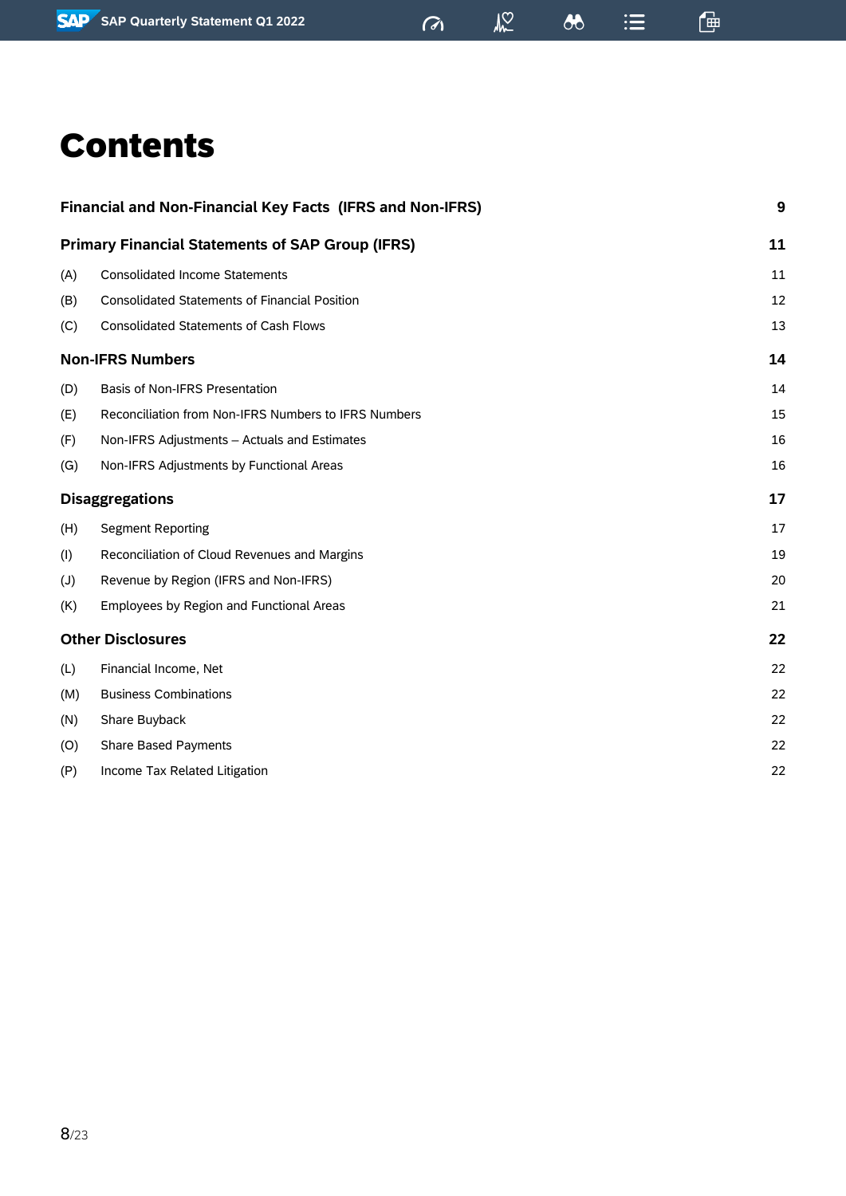# Contents

| | | |
|---|---|---|
| **Financial and Non-Financial Key Facts (IFRS and Non-IFRS)** | | **9** |
| **Primary Financial Statements of SAP Group (IFRS)** | | **11** |
| (A) | Consolidated Income Statements | 11 |
| (B) | Consolidated Statements of Financial Position | 12 |
| (C) | Consolidated Statements of Cash Flows | 13 |
| **Non-IFRS Numbers** | | **14** |
| (D) | Basis of Non-IFRS Presentation | 14 |
| (E) | Reconciliation from Non-IFRS Numbers to IFRS Numbers | 15 |
| (F) | Non-IFRS Adjustments – Actuals and Estimates | 16 |
| (G) | Non-IFRS Adjustments by Functional Areas | 16 |
| **Disaggregations** | | **17** |
| (H) | Segment Reporting | 17 |
| (I) | Reconciliation of Cloud Revenues and Margins | 19 |
| (J) | Revenue by Region (IFRS and Non-IFRS) | 20 |
| (K) | Employees by Region and Functional Areas | 21 |
| **Other Disclosures** | | **22** |
| (L) | Financial Income, Net | 22 |
| (M) | Business Combinations | 22 |
| (N) | Share Buyback | 22 |
| (O) | Share Based Payments | 22 |
| (P) | Income Tax Related Litigation | 22 |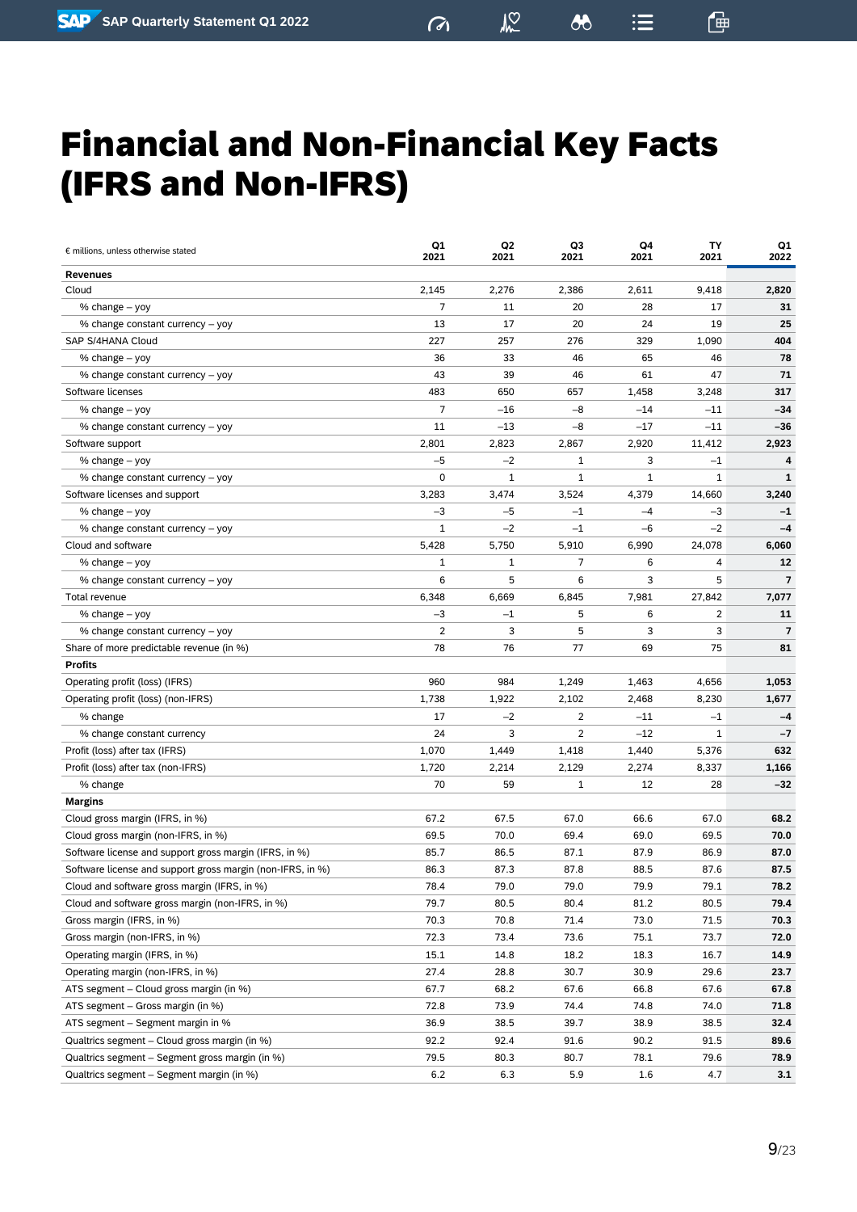# Financial and Non-Financial Key Facts (IFRS and Non-IFRS)

| € millions, unless otherwise stated | Q1 2021 | Q2 2021 | Q3 2021 | Q4 2021 | TY 2021 | Q1 2022 |
|---|---|---|---|---|---|---|
| **Revenues** | | | | | | |
| Cloud | 2,145 | 2,276 | 2,386 | 2,611 | 9,418 | **2,820** |
| % change – yoy | 7 | 11 | 20 | 28 | 17 | **31** |
| % change constant currency – yoy | 13 | 17 | 20 | 24 | 19 | **25** |
| SAP S/4HANA Cloud | 227 | 257 | 276 | 329 | 1,090 | **404** |
| % change – yoy | 36 | 33 | 46 | 65 | 46 | **78** |
| % change constant currency – yoy | 43 | 39 | 46 | 61 | 47 | **71** |
| Software licenses | 483 | 650 | 657 | 1,458 | 3,248 | **317** |
| % change – yoy | 7 | –16 | –8 | –14 | –11 | **–34** |
| % change constant currency – yoy | 11 | –13 | –8 | –17 | –11 | **–36** |
| Software support | 2,801 | 2,823 | 2,867 | 2,920 | 11,412 | **2,923** |
| % change – yoy | –5 | –2 | 1 | 3 | –1 | **4** |
| % change constant currency – yoy | 0 | 1 | 1 | 1 | 1 | **1** |
| Software licenses and support | 3,283 | 3,474 | 3,524 | 4,379 | 14,660 | **3,240** |
| % change – yoy | –3 | –5 | –1 | –4 | –3 | **–1** |
| % change constant currency – yoy | 1 | –2 | –1 | –6 | –2 | **–4** |
| Cloud and software | 5,428 | 5,750 | 5,910 | 6,990 | 24,078 | **6,060** |
| % change – yoy | 1 | 1 | 7 | 6 | 4 | **12** |
| % change constant currency – yoy | 6 | 5 | 6 | 3 | 5 | **7** |
| Total revenue | 6,348 | 6,669 | 6,845 | 7,981 | 27,842 | **7,077** |
| % change – yoy | –3 | –1 | 5 | 6 | 2 | **11** |
| % change constant currency – yoy | 2 | 3 | 5 | 3 | 3 | **7** |
| Share of more predictable revenue (in %) | 78 | 76 | 77 | 69 | 75 | **81** |
| **Profits** | | | | | | |
| Operating profit (loss) (IFRS) | 960 | 984 | 1,249 | 1,463 | 4,656 | **1,053** |
| Operating profit (loss) (non-IFRS) | 1,738 | 1,922 | 2,102 | 2,468 | 8,230 | **1,677** |
| % change | 17 | –2 | 2 | –11 | –1 | **–4** |
| % change constant currency | 24 | 3 | 2 | –12 | 1 | **–7** |
| Profit (loss) after tax (IFRS) | 1,070 | 1,449 | 1,418 | 1,440 | 5,376 | **632** |
| Profit (loss) after tax (non-IFRS) | 1,720 | 2,214 | 2,129 | 2,274 | 8,337 | **1,166** |
| % change | 70 | 59 | 1 | 12 | 28 | **–32** |
| **Margins** | | | | | | |
| Cloud gross margin (IFRS, in %) | 67.2 | 67.5 | 67.0 | 66.6 | 67.0 | **68.2** |
| Cloud gross margin (non-IFRS, in %) | 69.5 | 70.0 | 69.4 | 69.0 | 69.5 | **70.0** |
| Software license and support gross margin (IFRS, in %) | 85.7 | 86.5 | 87.1 | 87.9 | 86.9 | **87.0** |
| Software license and support gross margin (non-IFRS, in %) | 86.3 | 87.3 | 87.8 | 88.5 | 87.6 | **87.5** |
| Cloud and software gross margin (IFRS, in %) | 78.4 | 79.0 | 79.0 | 79.9 | 79.1 | **78.2** |
| Cloud and software gross margin (non-IFRS, in %) | 79.7 | 80.5 | 80.4 | 81.2 | 80.5 | **79.4** |
| Gross margin (IFRS, in %) | 70.3 | 70.8 | 71.4 | 73.0 | 71.5 | **70.3** |
| Gross margin (non-IFRS, in %) | 72.3 | 73.4 | 73.6 | 75.1 | 73.7 | **72.0** |
| Operating margin (IFRS, in %) | 15.1 | 14.8 | 18.2 | 18.3 | 16.7 | **14.9** |
| Operating margin (non-IFRS, in %) | 27.4 | 28.8 | 30.7 | 30.9 | 29.6 | **23.7** |
| ATS segment – Cloud gross margin (in %) | 67.7 | 68.2 | 67.6 | 66.8 | 67.6 | **67.8** |
| ATS segment – Gross margin (in %) | 72.8 | 73.9 | 74.4 | 74.8 | 74.0 | **71.8** |
| ATS segment – Segment margin in % | 36.9 | 38.5 | 39.7 | 38.9 | 38.5 | **32.4** |
| Qualtrics segment – Cloud gross margin (in %) | 92.2 | 92.4 | 91.6 | 90.2 | 91.5 | **89.6** |
| Qualtrics segment – Segment gross margin (in %) | 79.5 | 80.3 | 80.7 | 78.1 | 79.6 | **78.9** |
| Qualtrics segment – Segment margin (in %) | 6.2 | 6.3 | 5.9 | 1.6 | 4.7 | **3.1** |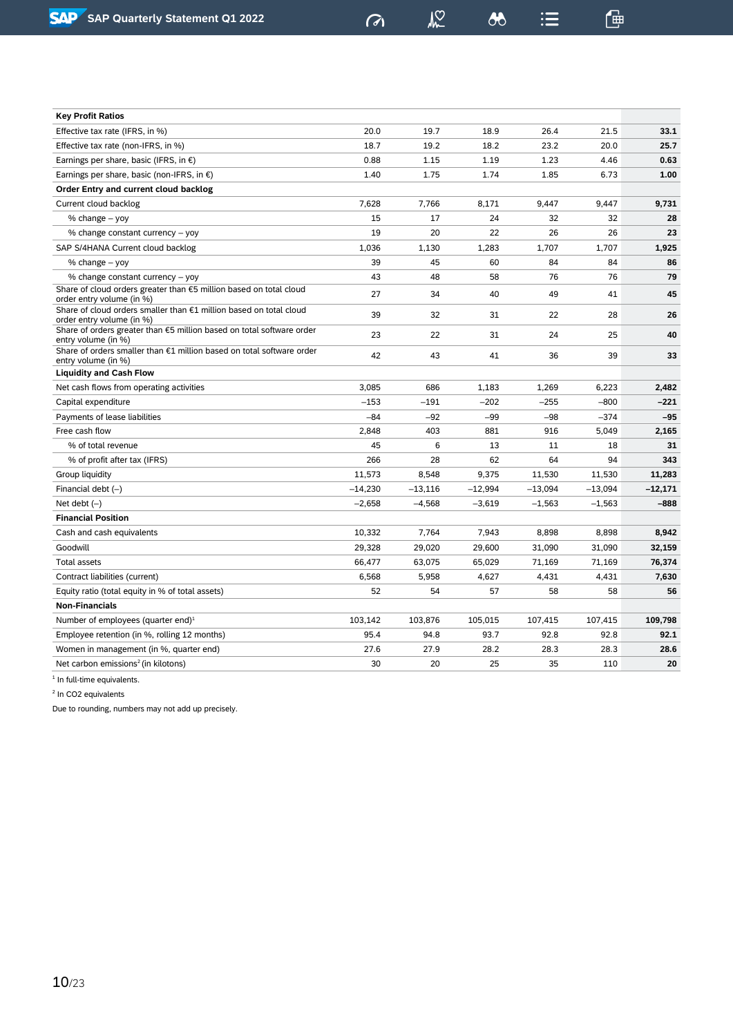| Key Profit Ratios | | | | | | |
|---|---|---|---|---|---|---|
| Effective tax rate (IFRS, in %) | 20.0 | 19.7 | 18.9 | 26.4 | 21.5 | **33.1** |
| Effective tax rate (non-IFRS, in %) | 18.7 | 19.2 | 18.2 | 23.2 | 20.0 | **25.7** |
| Earnings per share, basic (IFRS, in €) | 0.88 | 1.15 | 1.19 | 1.23 | 4.46 | **0.63** |
| Earnings per share, basic (non-IFRS, in €) | 1.40 | 1.75 | 1.74 | 1.85 | 6.73 | **1.00** |
| **Order Entry and current cloud backlog** | | | | | | |
| Current cloud backlog | 7,628 | 7,766 | 8,171 | 9,447 | 9,447 | **9,731** |
| % change – yoy | 15 | 17 | 24 | 32 | 32 | **28** |
| % change constant currency – yoy | 19 | 20 | 22 | 26 | 26 | **23** |
| SAP S/4HANA Current cloud backlog | 1,036 | 1,130 | 1,283 | 1,707 | 1,707 | **1,925** |
| % change – yoy | 39 | 45 | 60 | 84 | 84 | **86** |
| % change constant currency – yoy | 43 | 48 | 58 | 76 | 76 | **79** |
| Share of cloud orders greater than €5 million based on total cloud order entry volume (in %) | 27 | 34 | 40 | 49 | 41 | **45** |
| Share of cloud orders smaller than €1 million based on total cloud order entry volume (in %) | 39 | 32 | 31 | 22 | 28 | **26** |
| Share of orders greater than €5 million based on total software order entry volume (in %) | 23 | 22 | 31 | 24 | 25 | **40** |
| Share of orders smaller than €1 million based on total software order entry volume (in %) | 42 | 43 | 41 | 36 | 39 | **33** |
| **Liquidity and Cash Flow** | | | | | | |
| Net cash flows from operating activities | 3,085 | 686 | 1,183 | 1,269 | 6,223 | **2,482** |
| Capital expenditure | –153 | –191 | –202 | –255 | –800 | **–221** |
| Payments of lease liabilities | –84 | –92 | –99 | –98 | –374 | **–95** |
| Free cash flow | 2,848 | 403 | 881 | 916 | 5,049 | **2,165** |
| % of total revenue | 45 | 6 | 13 | 11 | 18 | **31** |
| % of profit after tax (IFRS) | 266 | 28 | 62 | 64 | 94 | **343** |
| Group liquidity | 11,573 | 8,548 | 9,375 | 11,530 | 11,530 | **11,283** |
| Financial debt (–) | –14,230 | –13,116 | –12,994 | –13,094 | –13,094 | **–12,171** |
| Net debt (–) | –2,658 | –4,568 | –3,619 | –1,563 | –1,563 | **–888** |
| **Financial Position** | | | | | | |
| Cash and cash equivalents | 10,332 | 7,764 | 7,943 | 8,898 | 8,898 | **8,942** |
| Goodwill | 29,328 | 29,020 | 29,600 | 31,090 | 31,090 | **32,159** |
| Total assets | 66,477 | 63,075 | 65,029 | 71,169 | 71,169 | **76,374** |
| Contract liabilities (current) | 6,568 | 5,958 | 4,627 | 4,431 | 4,431 | **7,630** |
| Equity ratio (total equity in % of total assets) | 52 | 54 | 57 | 58 | 58 | **56** |
| **Non-Financials** | | | | | | |
| Number of employees (quarter end)[1] | 103,142 | 103,876 | 105,015 | 107,415 | 107,415 | **109,798** |
| Employee retention (in %, rolling 12 months) | 95.4 | 94.8 | 93.7 | 92.8 | 92.8 | **92.1** |
| Women in management (in %, quarter end) | 27.6 | 27.9 | 28.2 | 28.3 | 28.3 | **28.6** |
| Net carbon emissions[2] (in kilotons) | 30 | 20 | 25 | 35 | 110 | **20** |

[1] In full-time equivalents.

[2] In $CO_2$ equivalents

Due to rounding, numbers may not add up precisely.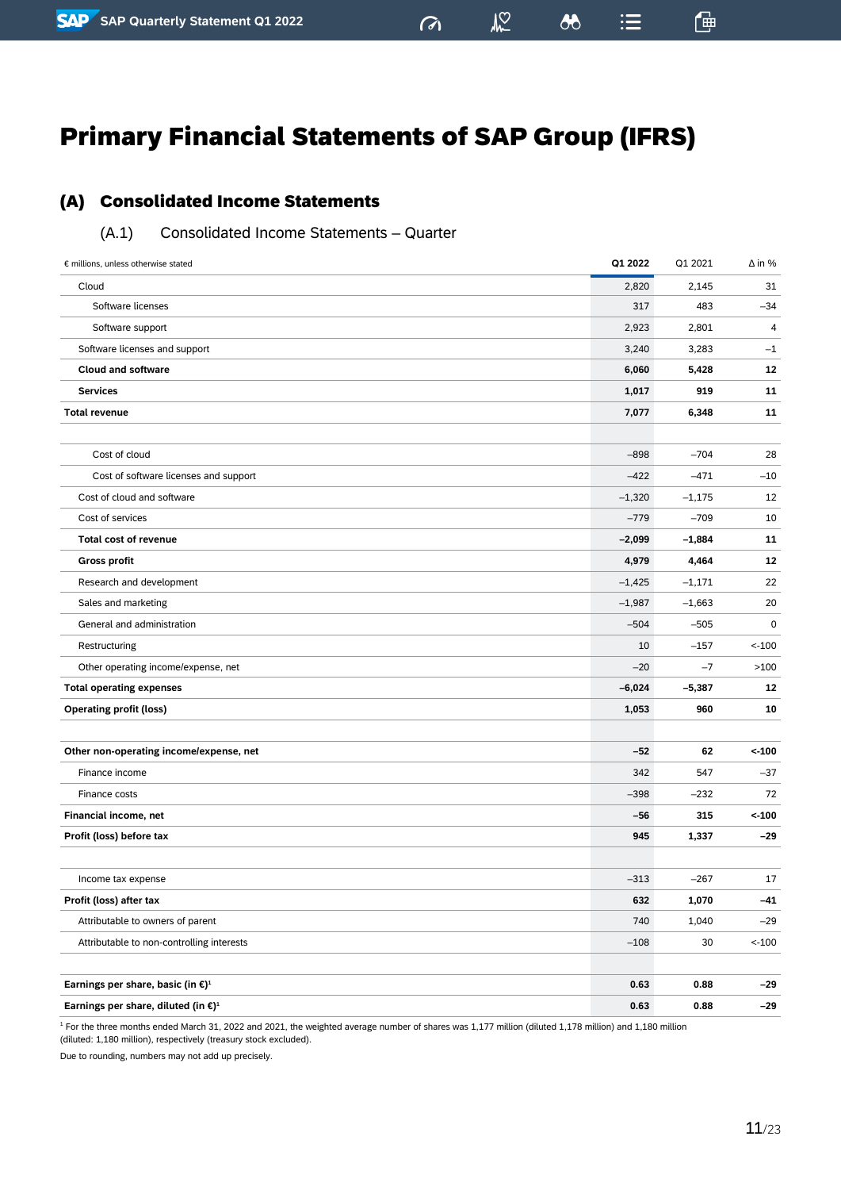# Primary Financial Statements of SAP Group (IFRS)

## (A) Consolidated Income Statements

### (A.1) Consolidated Income Statements – Quarter

| € millions, unless otherwise stated | Q1 2022 | Q1 2021 | Δ in % |
|---|---|---|---|
| Cloud | 2,820 | 2,145 | 31 |
| Software licenses | 317 | 483 | –34 |
| Software support | 2,923 | 2,801 | 4 |
| Software licenses and support | 3,240 | 3,283 | –1 |
| **Cloud and software** | **6,060** | **5,428** | **12** |
| **Services** | **1,017** | **919** | **11** |
| **Total revenue** | **7,077** | **6,348** | **11** |
| | | | |
| Cost of cloud | –898 | –704 | 28 |
| Cost of software licenses and support | –422 | –471 | –10 |
| Cost of cloud and software | –1,320 | –1,175 | 12 |
| Cost of services | –779 | –709 | 10 |
| **Total cost of revenue** | **–2,099** | **–1,884** | **11** |
| **Gross profit** | **4,979** | **4,464** | **12** |
| Research and development | –1,425 | –1,171 | 22 |
| Sales and marketing | –1,987 | –1,663 | 20 |
| General and administration | –504 | –505 | 0 |
| Restructuring | 10 | –157 | <-100 |
| Other operating income/expense, net | –20 | –7 | >100 |
| **Total operating expenses** | **–6,024** | **–5,387** | **12** |
| **Operating profit (loss)** | **1,053** | **960** | **10** |
| | | | |
| **Other non-operating income/expense, net** | **–52** | **62** | **<-100** |
| Finance income | 342 | 547 | –37 |
| Finance costs | –398 | –232 | 72 |
| **Financial income, net** | **–56** | **315** | **<-100** |
| **Profit (loss) before tax** | **945** | **1,337** | **–29** |
| | | | |
| Income tax expense | –313 | –267 | 17 |
| **Profit (loss) after tax** | **632** | **1,070** | **–41** |
| Attributable to owners of parent | 740 | 1,040 | –29 |
| Attributable to non-controlling interests | –108 | 30 | <-100 |
| | | | |
| **Earnings per share, basic (in €)[1]** | **0.63** | **0.88** | **–29** |
| **Earnings per share, diluted (in €)[1]** | **0.63** | **0.88** | **–29** |

[1] For the three months ended March 31, 2022 and 2021, the weighted average number of shares was 1,177 million (diluted 1,178 million) and 1,180 million (diluted: 1,180 million), respectively (treasury stock excluded).

Due to rounding, numbers may not add up precisely.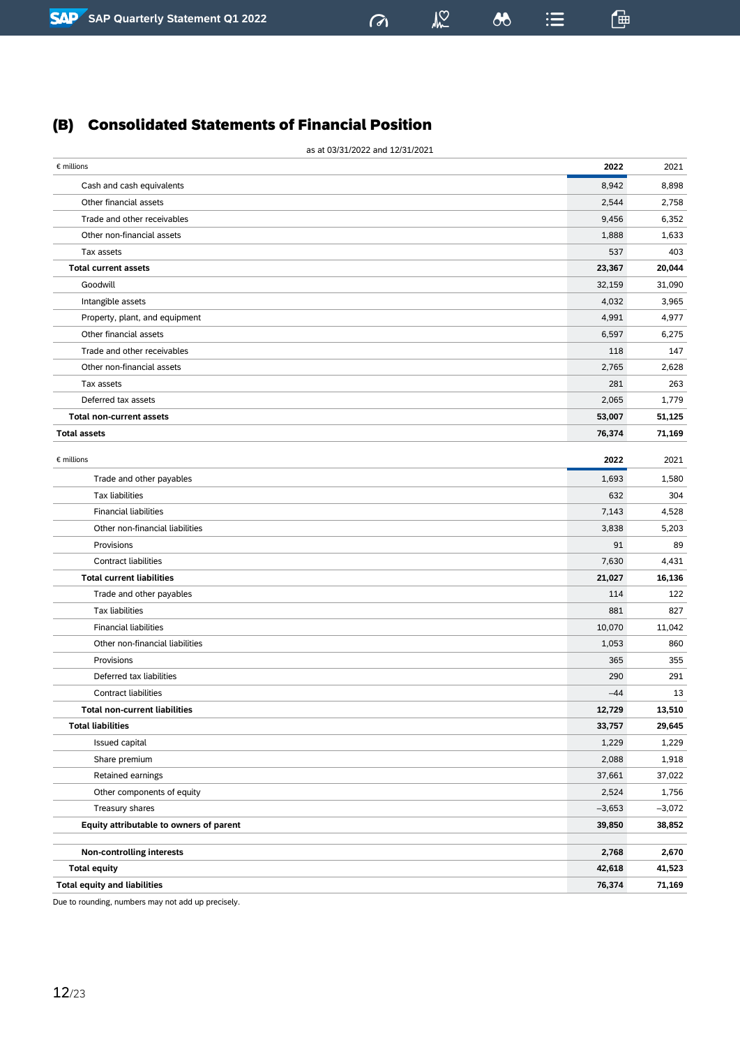## (B) Consolidated Statements of Financial Position

as at 03/31/2022 and 12/31/2021

| € millions | 2022 | 2021 |
|---|---|---|
| Cash and cash equivalents | 8,942 | 8,898 |
| Other financial assets | 2,544 | 2,758 |
| Trade and other receivables | 9,456 | 6,352 |
| Other non-financial assets | 1,888 | 1,633 |
| Tax assets | 537 | 403 |
| **Total current assets** | **23,367** | **20,044** |
| Goodwill | 32,159 | 31,090 |
| Intangible assets | 4,032 | 3,965 |
| Property, plant, and equipment | 4,991 | 4,977 |
| Other financial assets | 6,597 | 6,275 |
| Trade and other receivables | 118 | 147 |
| Other non-financial assets | 2,765 | 2,628 |
| Tax assets | 281 | 263 |
| Deferred tax assets | 2,065 | 1,779 |
| **Total non-current assets** | **53,007** | **51,125** |
| **Total assets** | **76,374** | **71,169** |

| € millions | 2022 | 2021 |
|---|---|---|
| Trade and other payables | 1,693 | 1,580 |
| Tax liabilities | 632 | 304 |
| Financial liabilities | 7,143 | 4,528 |
| Other non-financial liabilities | 3,838 | 5,203 |
| Provisions | 91 | 89 |
| Contract liabilities | 7,630 | 4,431 |
| **Total current liabilities** | **21,027** | **16,136** |
| Trade and other payables | 114 | 122 |
| Tax liabilities | 881 | 827 |
| Financial liabilities | 10,070 | 11,042 |
| Other non-financial liabilities | 1,053 | 860 |
| Provisions | 365 | 355 |
| Deferred tax liabilities | 290 | 291 |
| Contract liabilities | –44 | 13 |
| **Total non-current liabilities** | **12,729** | **13,510** |
| **Total liabilities** | **33,757** | **29,645** |
| Issued capital | 1,229 | 1,229 |
| Share premium | 2,088 | 1,918 |
| Retained earnings | 37,661 | 37,022 |
| Other components of equity | 2,524 | 1,756 |
| Treasury shares | –3,653 | –3,072 |
| **Equity attributable to owners of parent** | **39,850** | **38,852** |
| | | |
| **Non-controlling interests** | **2,768** | **2,670** |
| **Total equity** | **42,618** | **41,523** |
| **Total equity and liabilities** | **76,374** | **71,169** |

Due to rounding, numbers may not add up precisely.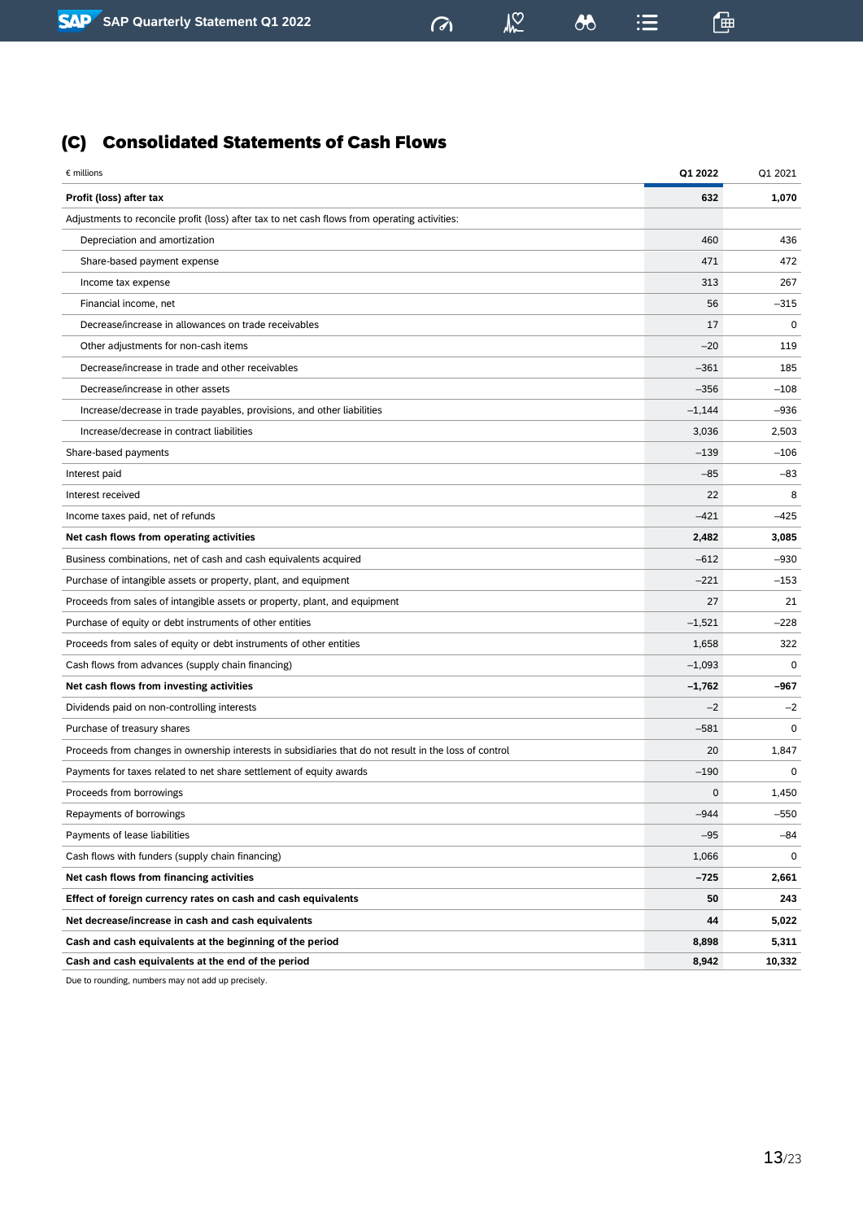## (C) Consolidated Statements of Cash Flows

| € millions | Q1 2022 | Q1 2021 |
|---|---|---|
| **Profit (loss) after tax** | **632** | **1,070** |
| Adjustments to reconcile profit (loss) after tax to net cash flows from operating activities: | | |
| Depreciation and amortization | 460 | 436 |
| Share-based payment expense | 471 | 472 |
| Income tax expense | 313 | 267 |
| Financial income, net | 56 | –315 |
| Decrease/increase in allowances on trade receivables | 17 | 0 |
| Other adjustments for non-cash items | –20 | 119 |
| Decrease/increase in trade and other receivables | –361 | 185 |
| Decrease/increase in other assets | –356 | –108 |
| Increase/decrease in trade payables, provisions, and other liabilities | –1,144 | –936 |
| Increase/decrease in contract liabilities | 3,036 | 2,503 |
| Share-based payments | –139 | –106 |
| Interest paid | –85 | –83 |
| Interest received | 22 | 8 |
| Income taxes paid, net of refunds | –421 | –425 |
| **Net cash flows from operating activities** | **2,482** | **3,085** |
| Business combinations, net of cash and cash equivalents acquired | –612 | –930 |
| Purchase of intangible assets or property, plant, and equipment | –221 | –153 |
| Proceeds from sales of intangible assets or property, plant, and equipment | 27 | 21 |
| Purchase of equity or debt instruments of other entities | –1,521 | –228 |
| Proceeds from sales of equity or debt instruments of other entities | 1,658 | 322 |
| Cash flows from advances (supply chain financing) | –1,093 | 0 |
| **Net cash flows from investing activities** | **–1,762** | **–967** |
| Dividends paid on non-controlling interests | –2 | –2 |
| Purchase of treasury shares | –581 | 0 |
| Proceeds from changes in ownership interests in subsidiaries that do not result in the loss of control | 20 | 1,847 |
| Payments for taxes related to net share settlement of equity awards | –190 | 0 |
| Proceeds from borrowings | 0 | 1,450 |
| Repayments of borrowings | –944 | –550 |
| Payments of lease liabilities | –95 | –84 |
| Cash flows with funders (supply chain financing) | 1,066 | 0 |
| **Net cash flows from financing activities** | **–725** | **2,661** |
| **Effect of foreign currency rates on cash and cash equivalents** | **50** | **243** |
| **Net decrease/increase in cash and cash equivalents** | **44** | **5,022** |
| **Cash and cash equivalents at the beginning of the period** | **8,898** | **5,311** |
| **Cash and cash equivalents at the end of the period** | **8,942** | **10,332** |

Due to rounding, numbers may not add up precisely.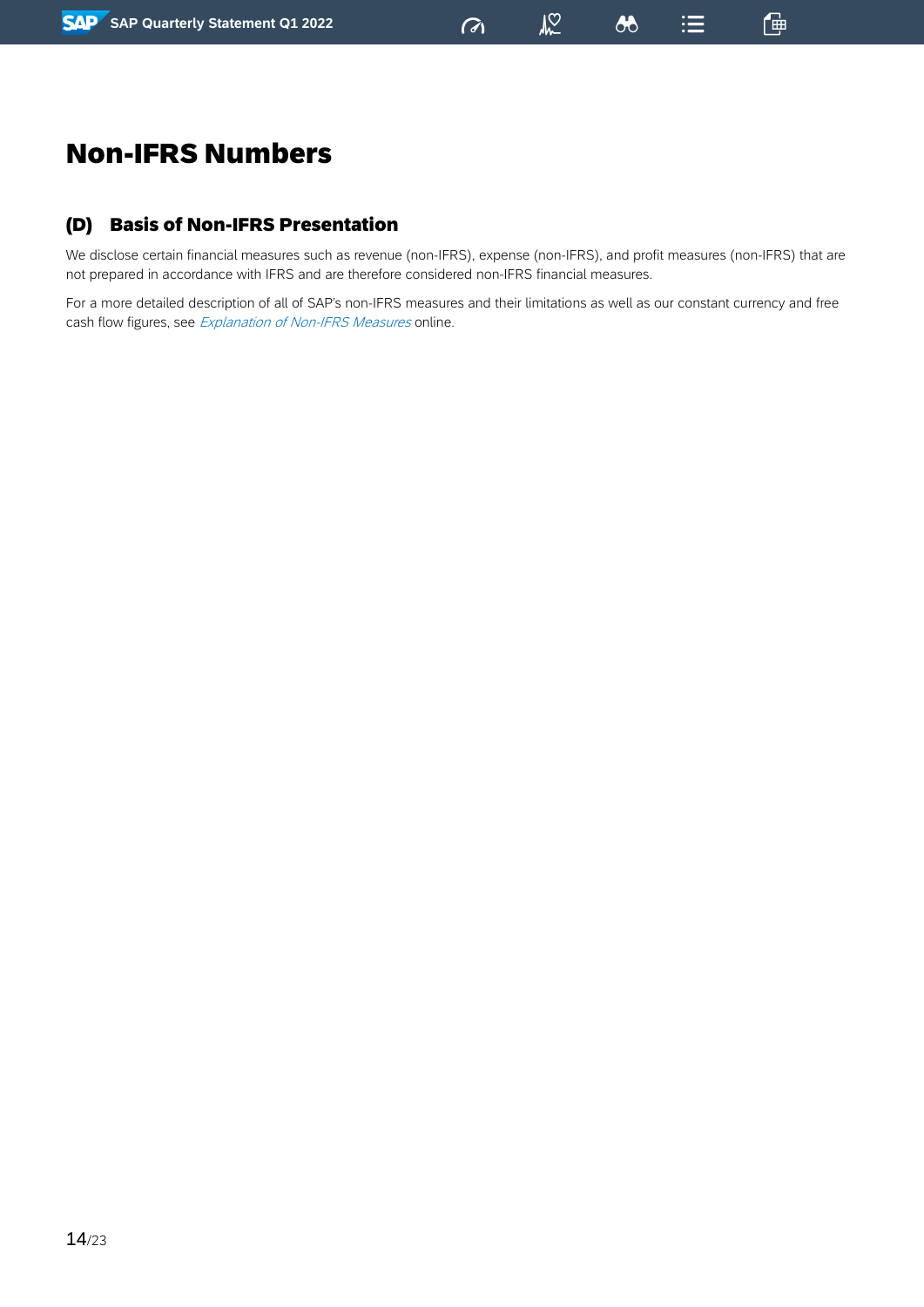# Non-IFRS Numbers

## (D) Basis of Non-IFRS Presentation

We disclose certain financial measures such as revenue (non-IFRS), expense (non-IFRS), and profit measures (non-IFRS) that are not prepared in accordance with IFRS and are therefore considered non-IFRS financial measures.

For a more detailed description of all of SAP's non-IFRS measures and their limitations as well as our constant currency and free cash flow figures, see *Explanation of Non-IFRS Measures* online.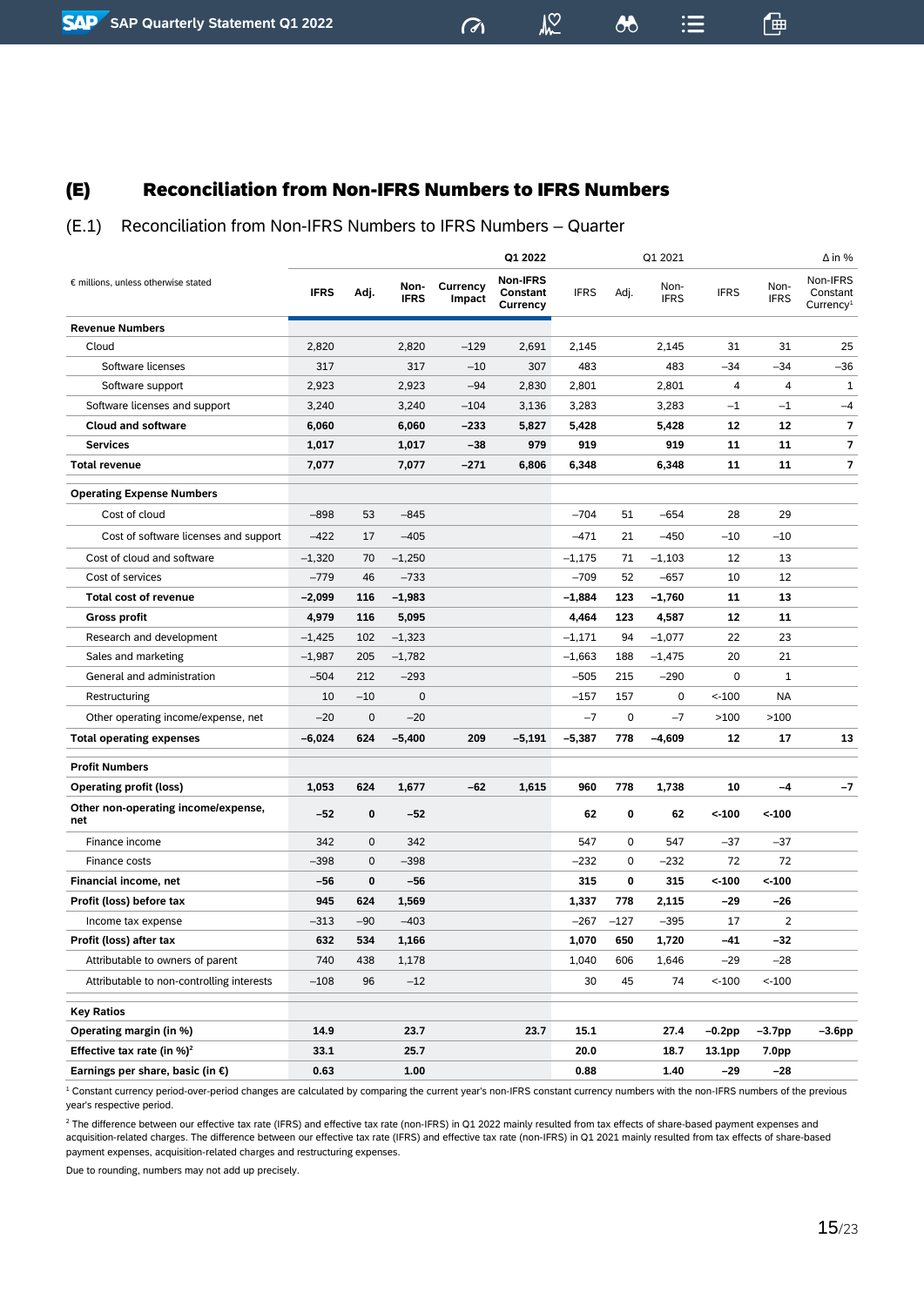## (E) Reconciliation from Non-IFRS Numbers to IFRS Numbers

### (E.1) Reconciliation from Non-IFRS Numbers to IFRS Numbers – Quarter

| € millions, unless otherwise stated | Q1 2022 | | | | | Q1 2021 | | | ∆ in % | | |
|---|---|---|---|---|---|---|---|---|---|---|---|
| | IFRS | Adj. | Non-IFRS | Currency Impact | Non-IFRS Constant Currency | IFRS | Adj. | Non-IFRS | IFRS | Non-IFRS | Non-IFRS Constant Currency[1] |
| **Revenue Numbers** | | | | | | | | | | | |
| Cloud | 2,820 | | 2,820 | –129 | 2,691 | 2,145 | | 2,145 | 31 | 31 | 25 |
| Software licenses | 317 | | 317 | –10 | 307 | 483 | | 483 | –34 | –34 | –36 |
| Software support | 2,923 | | 2,923 | –94 | 2,830 | 2,801 | | 2,801 | 4 | 4 | 1 |
| Software licenses and support | 3,240 | | 3,240 | –104 | 3,136 | 3,283 | | 3,283 | –1 | –1 | –4 |
| **Cloud and software** | **6,060** | | **6,060** | **–233** | **5,827** | **5,428** | | **5,428** | **12** | **12** | **7** |
| **Services** | **1,017** | | **1,017** | **–38** | **979** | **919** | | **919** | **11** | **11** | **7** |
| **Total revenue** | **7,077** | | **7,077** | **–271** | **6,806** | **6,348** | | **6,348** | **11** | **11** | **7** |
| **Operating Expense Numbers** | | | | | | | | | | | |
| Cost of cloud | –898 | 53 | –845 | | | –704 | 51 | –654 | 28 | 29 | |
| Cost of software licenses and support | –422 | 17 | –405 | | | –471 | 21 | –450 | –10 | –10 | |
| Cost of cloud and software | –1,320 | 70 | –1,250 | | | –1,175 | 71 | –1,103 | 12 | 13 | |
| Cost of services | –779 | 46 | –733 | | | –709 | 52 | –657 | 10 | 12 | |
| **Total cost of revenue** | **–2,099** | **116** | **–1,983** | | | **–1,884** | **123** | **–1,760** | **11** | **13** | |
| **Gross profit** | **4,979** | **116** | **5,095** | | | **4,464** | **123** | **4,587** | **12** | **11** | |
| Research and development | –1,425 | 102 | –1,323 | | | –1,171 | 94 | –1,077 | 22 | 23 | |
| Sales and marketing | –1,987 | 205 | –1,782 | | | –1,663 | 188 | –1,475 | 20 | 21 | |
| General and administration | –504 | 212 | –293 | | | –505 | 215 | –290 | 0 | 1 | |
| Restructuring | 10 | –10 | 0 | | | –157 | 157 | 0 | <-100 | NA | |
| Other operating income/expense, net | –20 | 0 | –20 | | | –7 | 0 | –7 | >100 | >100 | |
| **Total operating expenses** | **–6,024** | **624** | **–5,400** | **209** | **–5,191** | **–5,387** | **778** | **–4,609** | **12** | **17** | **13** |
| **Profit Numbers** | | | | | | | | | | | |
| **Operating profit (loss)** | **1,053** | **624** | **1,677** | **–62** | **1,615** | **960** | **778** | **1,738** | **10** | **–4** | **–7** |
| **Other non-operating income/expense, net** | **–52** | **0** | **–52** | | | **62** | **0** | **62** | **<-100** | **<-100** | |
| Finance income | 342 | 0 | 342 | | | 547 | 0 | 547 | –37 | –37 | |
| Finance costs | –398 | 0 | –398 | | | –232 | 0 | –232 | 72 | 72 | |
| **Financial income, net** | **–56** | **0** | **–56** | | | **315** | **0** | **315** | **<-100** | **<-100** | |
| **Profit (loss) before tax** | **945** | **624** | **1,569** | | | **1,337** | **778** | **2,115** | **–29** | **–26** | |
| Income tax expense | –313 | –90 | –403 | | | –267 | –127 | –395 | 17 | 2 | |
| **Profit (loss) after tax** | **632** | **534** | **1,166** | | | **1,070** | **650** | **1,720** | **–41** | **–32** | |
| Attributable to owners of parent | 740 | 438 | 1,178 | | | 1,040 | 606 | 1,646 | –29 | –28 | |
| Attributable to non-controlling interests | –108 | 96 | –12 | | | 30 | 45 | 74 | <-100 | <-100 | |
| **Key Ratios** | | | | | | | | | | | |
| **Operating margin (in %)** | **14.9** | | **23.7** | | **23.7** | **15.1** | | **27.4** | **–0.2pp** | **–3.7pp** | **–3.6pp** |
| **Effective tax rate (in %)[2]** | **33.1** | | **25.7** | | | **20.0** | | **18.7** | **13.1pp** | **7.0pp** | |
| **Earnings per share, basic (in €)** | **0.63** | | **1.00** | | | **0.88** | | **1.40** | **–29** | **–28** | |

[1] Constant currency period-over-period changes are calculated by comparing the current year's non-IFRS constant currency numbers with the non-IFRS numbers of the previous year's respective period.

[2] The difference between our effective tax rate (IFRS) and effective tax rate (non-IFRS) in Q1 2022 mainly resulted from tax effects of share-based payment expenses and acquisition-related charges. The difference between our effective tax rate (IFRS) and effective tax rate (non-IFRS) in Q1 2021 mainly resulted from tax effects of share-based payment expenses, acquisition-related charges and restructuring expenses.

Due to rounding, numbers may not add up precisely.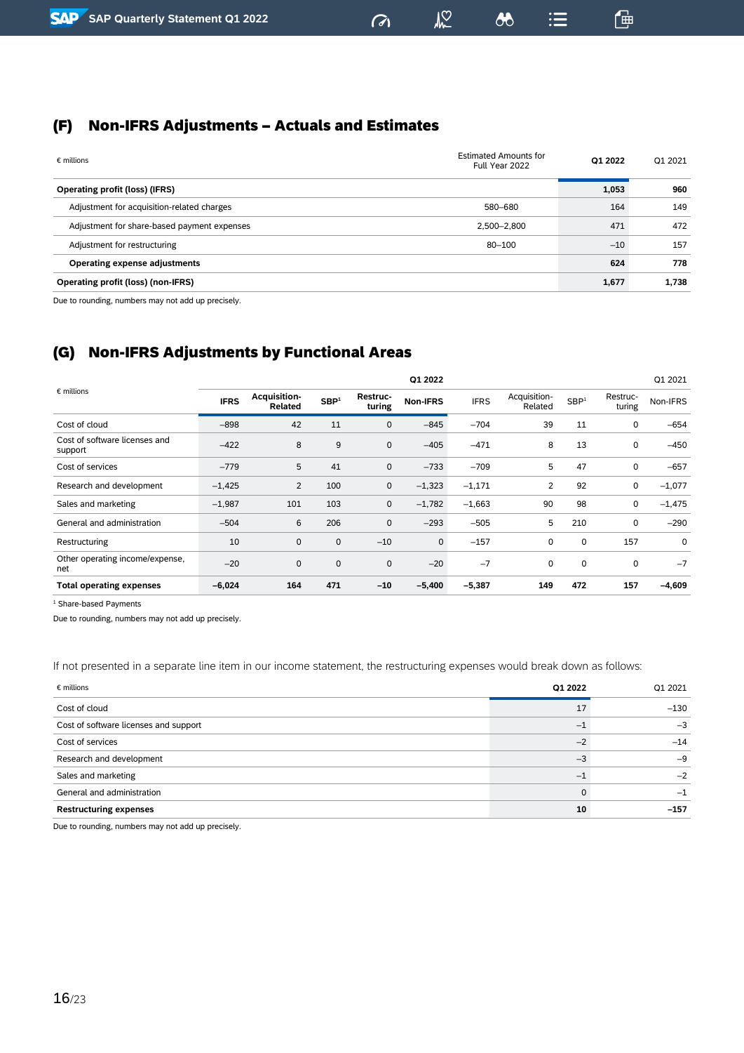## (F) Non-IFRS Adjustments – Actuals and Estimates

| € millions | Estimated Amounts for Full Year 2022 | Q1 2022 | Q1 2021 |
|---|---|---|---|
| **Operating profit (loss) (IFRS)** | | **1,053** | **960** |
| Adjustment for acquisition-related charges | 580–680 | 164 | 149 |
| Adjustment for share-based payment expenses | 2,500–2,800 | 471 | 472 |
| Adjustment for restructuring | 80–100 | –10 | 157 |
| **Operating expense adjustments** | | **624** | **778** |
| **Operating profit (loss) (non-IFRS)** | | **1,677** | **1,738** |

Due to rounding, numbers may not add up precisely.

## (G) Non-IFRS Adjustments by Functional Areas

| € millions | | | Q1 2022 | | | | | Q1 2021 | | |
|---|---|---|---|---|---|---|---|---|---|---|
| | IFRS | Acquisition-Related | SBP[1] | Restruc-turing | Non-IFRS | IFRS | Acquisition-Related | SBP[1] | Restruc-turing | Non-IFRS |
| Cost of cloud | –898 | 42 | 11 | 0 | –845 | –704 | 39 | 11 | 0 | –654 |
| Cost of software licenses and support | –422 | 8 | 9 | 0 | –405 | –471 | 8 | 13 | 0 | –450 |
| Cost of services | –779 | 5 | 41 | 0 | –733 | –709 | 5 | 47 | 0 | –657 |
| Research and development | –1,425 | 2 | 100 | 0 | –1,323 | –1,171 | 2 | 92 | 0 | –1,077 |
| Sales and marketing | –1,987 | 101 | 103 | 0 | –1,782 | –1,663 | 90 | 98 | 0 | –1,475 |
| General and administration | –504 | 6 | 206 | 0 | –293 | –505 | 5 | 210 | 0 | –290 |
| Restructuring | 10 | 0 | 0 | –10 | 0 | –157 | 0 | 0 | 157 | 0 |
| Other operating income/expense, net | –20 | 0 | 0 | 0 | –20 | –7 | 0 | 0 | 0 | –7 |
| **Total operating expenses** | **–6,024** | **164** | **471** | **–10** | **–5,400** | **–5,387** | **149** | **472** | **157** | **–4,609** |

[1] Share-based Payments

Due to rounding, numbers may not add up precisely.

If not presented in a separate line item in our income statement, the restructuring expenses would break down as follows:

| € millions | Q1 2022 | Q1 2021 |
|---|---|---|
| Cost of cloud | 17 | –130 |
| Cost of software licenses and support | –1 | –3 |
| Cost of services | –2 | –14 |
| Research and development | –3 | –9 |
| Sales and marketing | –1 | –2 |
| General and administration | 0 | –1 |
| **Restructuring expenses** | **10** | **–157** |

Due to rounding, numbers may not add up precisely.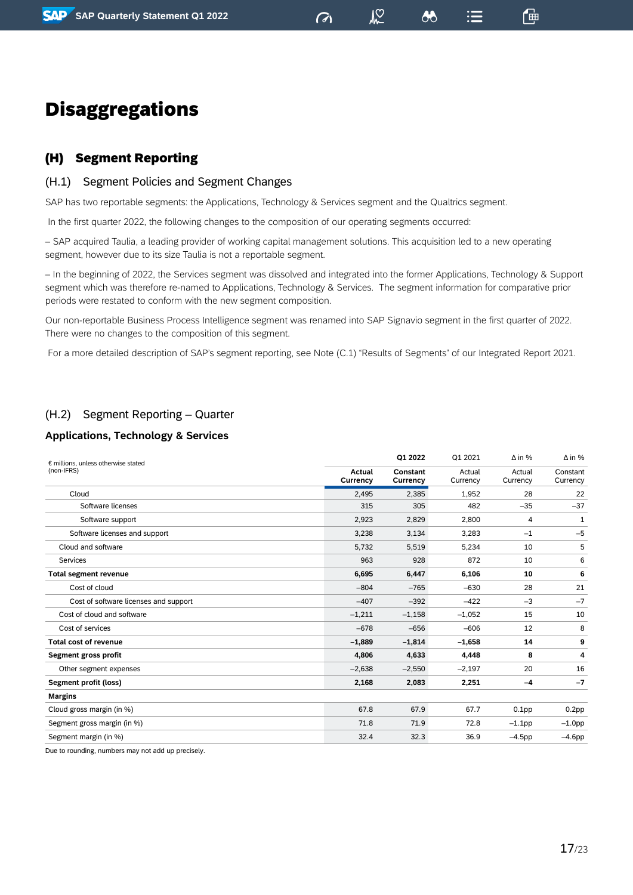# Disaggregations

## (H) Segment Reporting

### (H.1) Segment Policies and Segment Changes

SAP has two reportable segments: the Applications, Technology & Services segment and the Qualtrics segment.

In the first quarter 2022, the following changes to the composition of our operating segments occurred:

– SAP acquired Taulia, a leading provider of working capital management solutions. This acquisition led to a new operating segment, however due to its size Taulia is not a reportable segment.

– In the beginning of 2022, the Services segment was dissolved and integrated into the former Applications, Technology & Support segment which was therefore re-named to Applications, Technology & Services. The segment information for comparative prior periods were restated to conform with the new segment composition.

Our non-reportable Business Process Intelligence segment was renamed into SAP Signavio segment in the first quarter of 2022. There were no changes to the composition of this segment.

For a more detailed description of SAP's segment reporting, see Note (C.1) "Results of Segments" of our Integrated Report 2021.

### (H.2) Segment Reporting – Quarter

**Applications, Technology & Services**

| € millions, unless otherwise stated (non-IFRS) | Q1 2022 | | Q1 2021 | Δ in % | Δ in % |
|---|---|---|---|---|---|
| | **Actual Currency** | **Constant Currency** | Actual Currency | Actual Currency | Constant Currency |
| Cloud | 2,495 | 2,385 | 1,952 | 28 | 22 |
| Software licenses | 315 | 305 | 482 | –35 | –37 |
| Software support | 2,923 | 2,829 | 2,800 | 4 | 1 |
| Software licenses and support | 3,238 | 3,134 | 3,283 | –1 | –5 |
| Cloud and software | 5,732 | 5,519 | 5,234 | 10 | 5 |
| Services | 963 | 928 | 872 | 10 | 6 |
| **Total segment revenue** | **6,695** | **6,447** | **6,106** | **10** | **6** |
| Cost of cloud | –804 | –765 | –630 | 28 | 21 |
| Cost of software licenses and support | –407 | –392 | –422 | –3 | –7 |
| Cost of cloud and software | –1,211 | –1,158 | –1,052 | 15 | 10 |
| Cost of services | –678 | –656 | –606 | 12 | 8 |
| **Total cost of revenue** | **–1,889** | **–1,814** | **–1,658** | **14** | **9** |
| **Segment gross profit** | **4,806** | **4,633** | **4,448** | **8** | **4** |
| Other segment expenses | –2,638 | –2,550 | –2,197 | 20 | 16 |
| **Segment profit (loss)** | **2,168** | **2,083** | **2,251** | **–4** | **–7** |
| **Margins** | | | | | |
| Cloud gross margin (in %) | 67.8 | 67.9 | 67.7 | 0.1pp | 0.2pp |
| Segment gross margin (in %) | 71.8 | 71.9 | 72.8 | –1.1pp | –1.0pp |
| Segment margin (in %) | 32.4 | 32.3 | 36.9 | –4.5pp | –4.6pp |

Due to rounding, numbers may not add up precisely.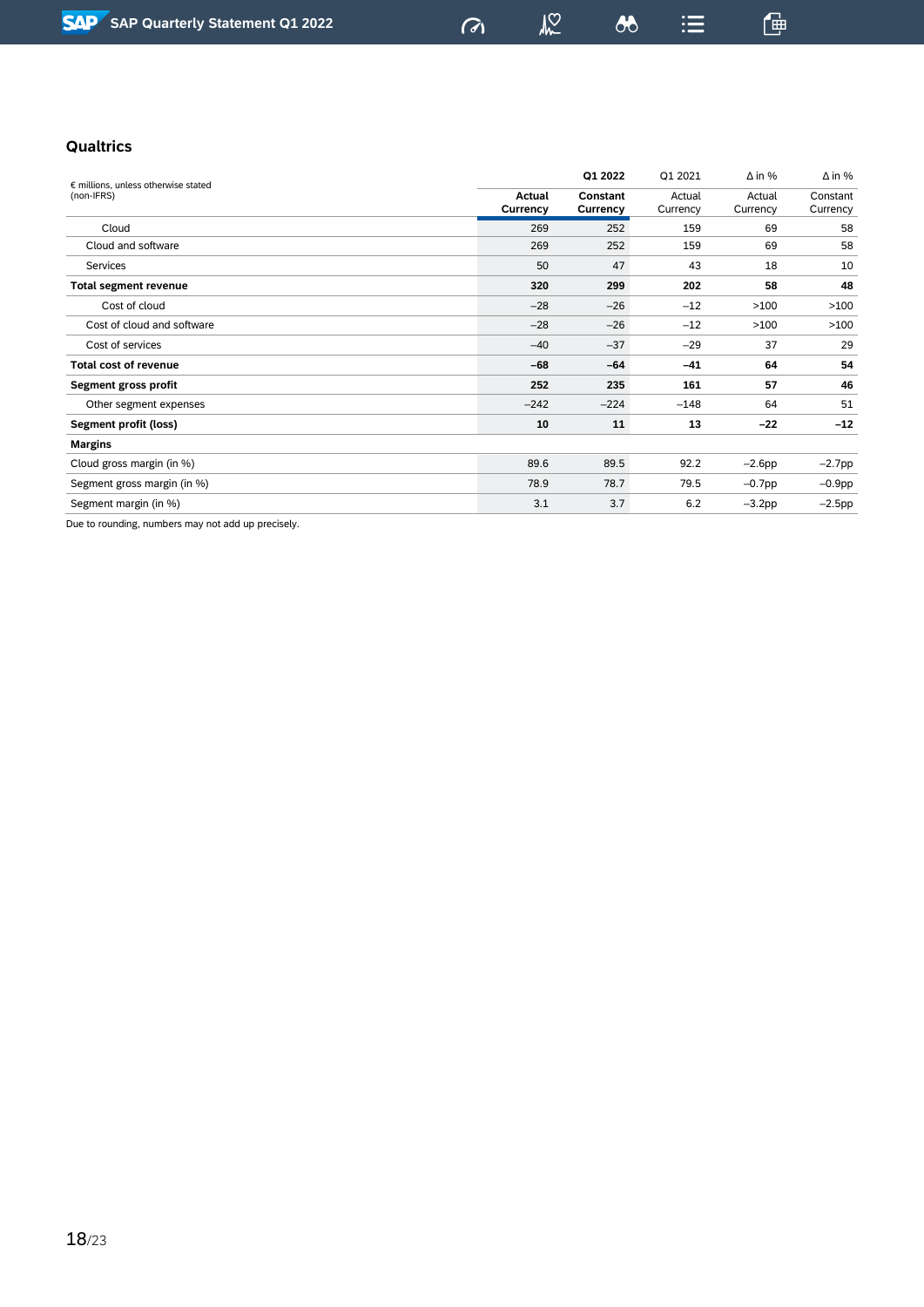## Qualtrics

| € millions, unless otherwise stated (non-IFRS) | Q1 2022 | | Q1 2021 | Δ in % | Δ in % |
|---|---|---|---|---|---|
| | **Actual Currency** | **Constant Currency** | Actual Currency | Actual Currency | Constant Currency |
| Cloud | 269 | 252 | 159 | 69 | 58 |
| Cloud and software | 269 | 252 | 159 | 69 | 58 |
| Services | 50 | 47 | 43 | 18 | 10 |
| **Total segment revenue** | **320** | **299** | **202** | **58** | **48** |
| Cost of cloud | –28 | –26 | –12 | >100 | >100 |
| Cost of cloud and software | –28 | –26 | –12 | >100 | >100 |
| Cost of services | –40 | –37 | –29 | 37 | 29 |
| **Total cost of revenue** | **–68** | **–64** | **–41** | **64** | **54** |
| **Segment gross profit** | **252** | **235** | **161** | **57** | **46** |
| Other segment expenses | –242 | –224 | –148 | 64 | 51 |
| **Segment profit (loss)** | **10** | **11** | **13** | **–22** | **–12** |
| **Margins** | | | | | |
| Cloud gross margin (in %) | 89.6 | 89.5 | 92.2 | –2.6pp | –2.7pp |
| Segment gross margin (in %) | 78.9 | 78.7 | 79.5 | –0.7pp | –0.9pp |
| Segment margin (in %) | 3.1 | 3.7 | 6.2 | –3.2pp | –2.5pp |

Due to rounding, numbers may not add up precisely.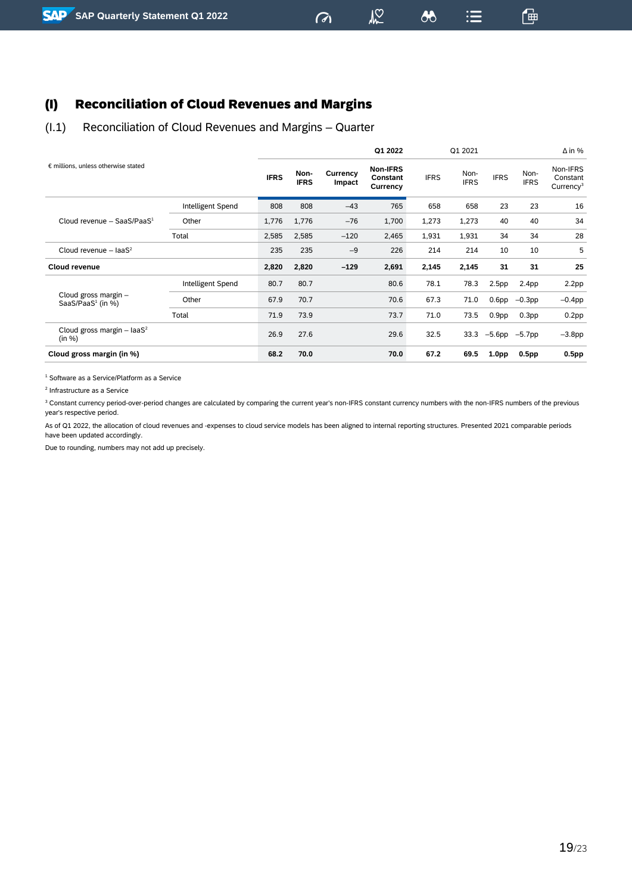# (I) Reconciliation of Cloud Revenues and Margins

## (I.1) Reconciliation of Cloud Revenues and Margins – Quarter

| € millions, unless otherwise stated | | Q1 2022 | | | | Q1 2021 | | Δ in % | | |
|---|---|---|---|---|---|---|---|---|---|---|
| | | **IFRS** | **Non-IFRS** | **Currency Impact** | **Non-IFRS Constant Currency** | IFRS | Non-IFRS | IFRS | Non-IFRS | Non-IFRS Constant Currency[3] |
| Cloud revenue – SaaS/PaaS[1] | Intelligent Spend | 808 | 808 | –43 | 765 | 658 | 658 | 23 | 23 | 16 |
| | Other | 1,776 | 1,776 | –76 | 1,700 | 1,273 | 1,273 | 40 | 40 | 34 |
| | Total | 2,585 | 2,585 | –120 | 2,465 | 1,931 | 1,931 | 34 | 34 | 28 |
| Cloud revenue – IaaS[2] | | 235 | 235 | –9 | 226 | 214 | 214 | 10 | 10 | 5 |
| **Cloud revenue** | | **2,820** | **2,820** | **–129** | **2,691** | **2,145** | **2,145** | **31** | **31** | **25** |
| Cloud gross margin – SaaS/PaaS[1] (in %) | Intelligent Spend | 80.7 | 80.7 | | 80.6 | 78.1 | 78.3 | 2.5pp | 2.4pp | 2.2pp |
| | Other | 67.9 | 70.7 | | 70.6 | 67.3 | 71.0 | 0.6pp | –0.3pp | –0.4pp |
| | Total | 71.9 | 73.9 | | 73.7 | 71.0 | 73.5 | 0.9pp | 0.3pp | 0.2pp |
| Cloud gross margin – IaaS[2] (in %) | | 26.9 | 27.6 | | 29.6 | 32.5 | 33.3 | –5.6pp | –5.7pp | –3.8pp |
| **Cloud gross margin (in %)** | | **68.2** | **70.0** | | **70.0** | **67.2** | **69.5** | **1.0pp** | **0.5pp** | **0.5pp** |

[1] Software as a Service/Platform as a Service

[2] Infrastructure as a Service

[3] Constant currency period-over-period changes are calculated by comparing the current year's non-IFRS constant currency numbers with the non-IFRS numbers of the previous year's respective period.

As of Q1 2022, the allocation of cloud revenues and -expenses to cloud service models has been aligned to internal reporting structures. Presented 2021 comparable periods have been updated accordingly.

Due to rounding, numbers may not add up precisely.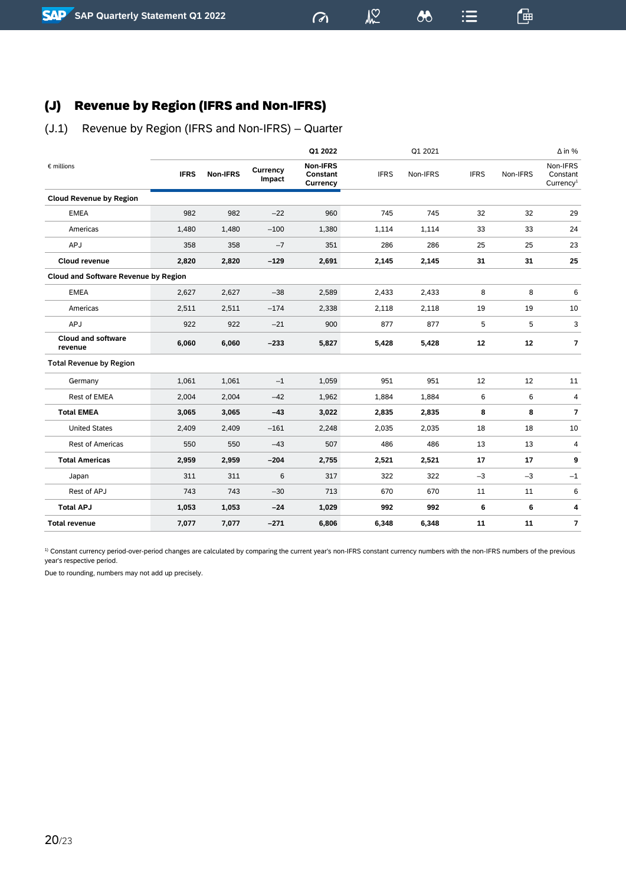## (J) Revenue by Region (IFRS and Non-IFRS)

### (J.1) Revenue by Region (IFRS and Non-IFRS) – Quarter

| € millions | Q1 2022 | | | | Q1 2021 | | Δ in % | | |
|---|---|---|---|---|---|---|---|---|---|
| | **IFRS** | **Non-IFRS** | **Currency Impact** | **Non-IFRS Constant Currency** | IFRS | Non-IFRS | IFRS | Non-IFRS | Non-IFRS Constant Currency[1] |
| **Cloud Revenue by Region** | | | | | | | | | |
| EMEA | 982 | 982 | –22 | 960 | 745 | 745 | 32 | 32 | 29 |
| Americas | 1,480 | 1,480 | –100 | 1,380 | 1,114 | 1,114 | 33 | 33 | 24 |
| APJ | 358 | 358 | –7 | 351 | 286 | 286 | 25 | 25 | 23 |
| **Cloud revenue** | **2,820** | **2,820** | **–129** | **2,691** | **2,145** | **2,145** | **31** | **31** | **25** |
| **Cloud and Software Revenue by Region** | | | | | | | | | |
| EMEA | 2,627 | 2,627 | –38 | 2,589 | 2,433 | 2,433 | 8 | 8 | 6 |
| Americas | 2,511 | 2,511 | –174 | 2,338 | 2,118 | 2,118 | 19 | 19 | 10 |
| APJ | 922 | 922 | –21 | 900 | 877 | 877 | 5 | 5 | 3 |
| **Cloud and software revenue** | **6,060** | **6,060** | **–233** | **5,827** | **5,428** | **5,428** | **12** | **12** | **7** |
| **Total Revenue by Region** | | | | | | | | | |
| Germany | 1,061 | 1,061 | –1 | 1,059 | 951 | 951 | 12 | 12 | 11 |
| Rest of EMEA | 2,004 | 2,004 | –42 | 1,962 | 1,884 | 1,884 | 6 | 6 | 4 |
| **Total EMEA** | **3,065** | **3,065** | **–43** | **3,022** | **2,835** | **2,835** | **8** | **8** | **7** |
| United States | 2,409 | 2,409 | –161 | 2,248 | 2,035 | 2,035 | 18 | 18 | 10 |
| Rest of Americas | 550 | 550 | –43 | 507 | 486 | 486 | 13 | 13 | 4 |
| **Total Americas** | **2,959** | **2,959** | **–204** | **2,755** | **2,521** | **2,521** | **17** | **17** | **9** |
| Japan | 311 | 311 | 6 | 317 | 322 | 322 | –3 | –3 | –1 |
| Rest of APJ | 743 | 743 | –30 | 713 | 670 | 670 | 11 | 11 | 6 |
| **Total APJ** | **1,053** | **1,053** | **–24** | **1,029** | **992** | **992** | **6** | **6** | **4** |
| **Total revenue** | **7,077** | **7,077** | **–271** | **6,806** | **6,348** | **6,348** | **11** | **11** | **7** |

[1] Constant currency period-over-period changes are calculated by comparing the current year's non-IFRS constant currency numbers with the non-IFRS numbers of the previous year's respective period.

Due to rounding, numbers may not add up precisely.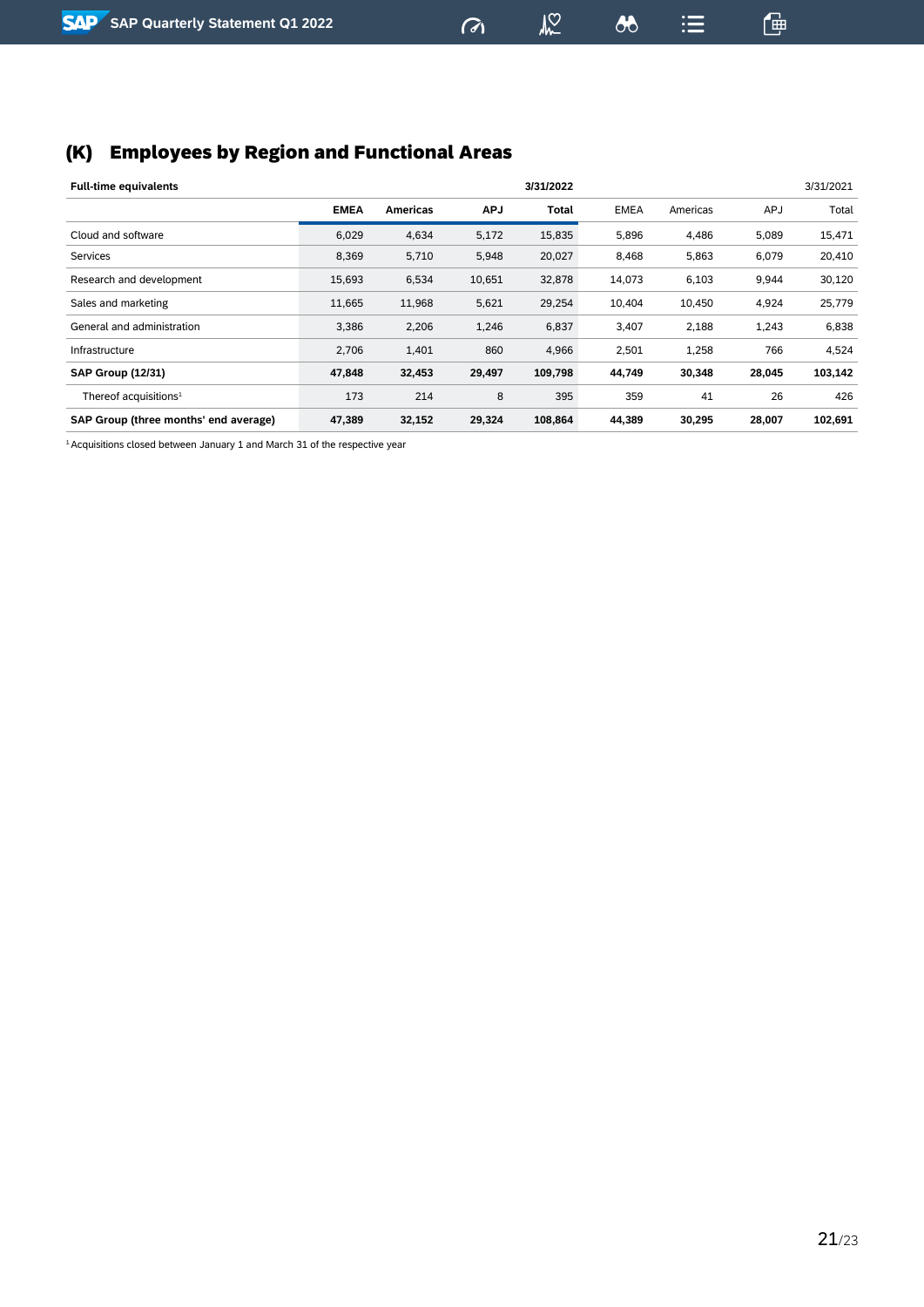## (K) Employees by Region and Functional Areas

| Full-time equivalents | | | | 3/31/2022 | | | | 3/31/2021 |
|---|---|---|---|---|---|---|---|---|
| | **EMEA** | **Americas** | **APJ** | **Total** | EMEA | Americas | APJ | Total |
| Cloud and software | 6,029 | 4,634 | 5,172 | 15,835 | 5,896 | 4,486 | 5,089 | 15,471 |
| Services | 8,369 | 5,710 | 5,948 | 20,027 | 8,468 | 5,863 | 6,079 | 20,410 |
| Research and development | 15,693 | 6,534 | 10,651 | 32,878 | 14,073 | 6,103 | 9,944 | 30,120 |
| Sales and marketing | 11,665 | 11,968 | 5,621 | 29,254 | 10,404 | 10,450 | 4,924 | 25,779 |
| General and administration | 3,386 | 2,206 | 1,246 | 6,837 | 3,407 | 2,188 | 1,243 | 6,838 |
| Infrastructure | 2,706 | 1,401 | 860 | 4,966 | 2,501 | 1,258 | 766 | 4,524 |
| **SAP Group (12/31)** | **47,848** | **32,453** | **29,497** | **109,798** | **44,749** | **30,348** | **28,045** | **103,142** |
| Thereof acquisitions[1] | 173 | 214 | 8 | 395 | 359 | 41 | 26 | 426 |
| **SAP Group (three months' end average)** | **47,389** | **32,152** | **29,324** | **108,864** | **44,389** | **30,295** | **28,007** | **102,691** |

[1] Acquisitions closed between January 1 and March 31 of the respective year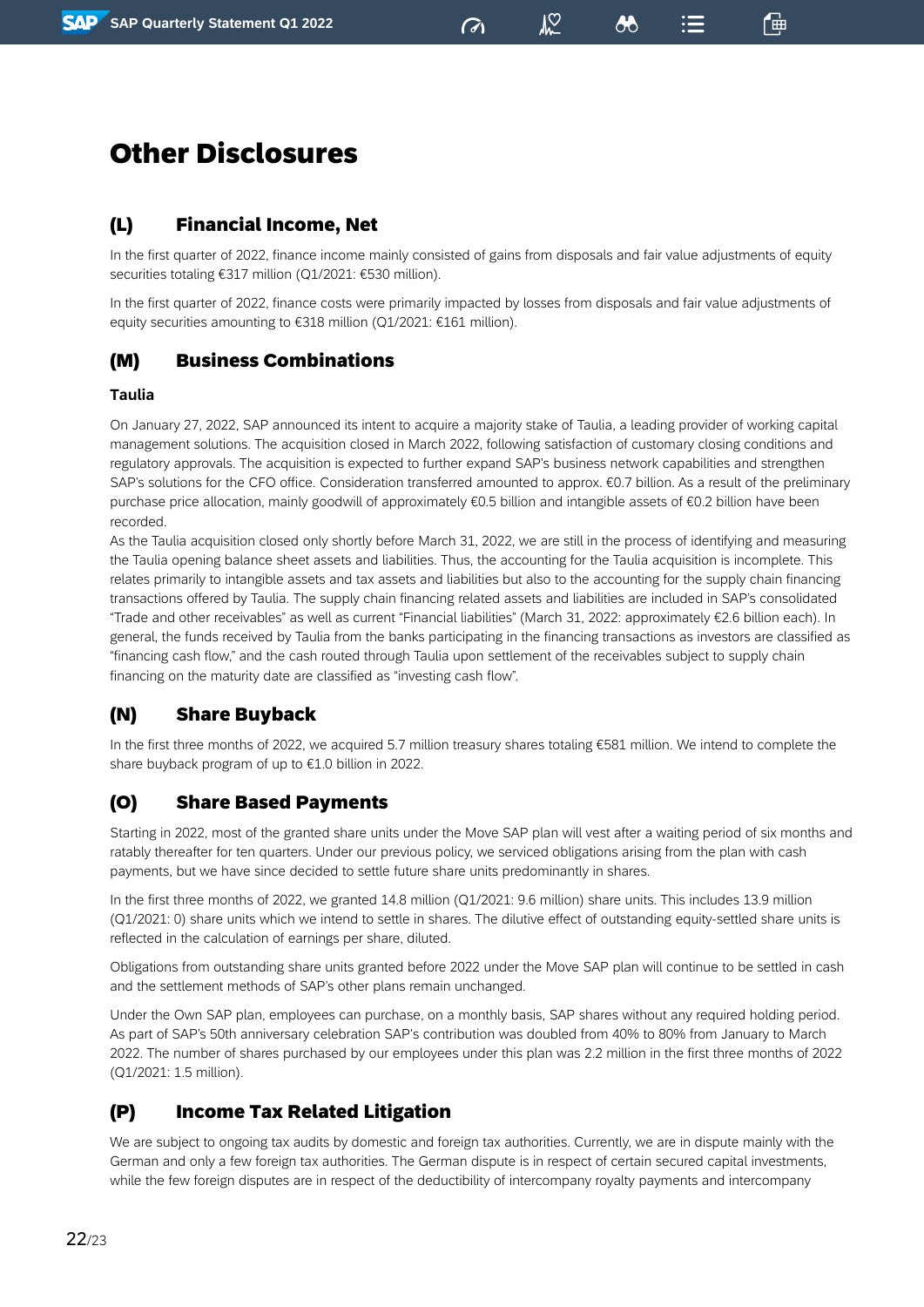# Other Disclosures

## (L) Financial Income, Net

In the first quarter of 2022, finance income mainly consisted of gains from disposals and fair value adjustments of equity securities totaling €317 million (Q1/2021: €530 million).

In the first quarter of 2022, finance costs were primarily impacted by losses from disposals and fair value adjustments of equity securities amounting to €318 million (Q1/2021: €161 million).

## (M) Business Combinations

**Taulia**

On January 27, 2022, SAP announced its intent to acquire a majority stake of Taulia, a leading provider of working capital management solutions. The acquisition closed in March 2022, following satisfaction of customary closing conditions and regulatory approvals. The acquisition is expected to further expand SAP's business network capabilities and strengthen SAP's solutions for the CFO office. Consideration transferred amounted to approx. €0.7 billion. As a result of the preliminary purchase price allocation, mainly goodwill of approximately €0.5 billion and intangible assets of €0.2 billion have been recorded.

As the Taulia acquisition closed only shortly before March 31, 2022, we are still in the process of identifying and measuring the Taulia opening balance sheet assets and liabilities. Thus, the accounting for the Taulia acquisition is incomplete. This relates primarily to intangible assets and tax assets and liabilities but also to the accounting for the supply chain financing transactions offered by Taulia. The supply chain financing related assets and liabilities are included in SAP's consolidated "Trade and other receivables" as well as current "Financial liabilities" (March 31, 2022: approximately €2.6 billion each). In general, the funds received by Taulia from the banks participating in the financing transactions as investors are classified as "financing cash flow," and the cash routed through Taulia upon settlement of the receivables subject to supply chain financing on the maturity date are classified as "investing cash flow".

## (N) Share Buyback

In the first three months of 2022, we acquired 5.7 million treasury shares totaling €581 million. We intend to complete the share buyback program of up to €1.0 billion in 2022.

## (O) Share Based Payments

Starting in 2022, most of the granted share units under the Move SAP plan will vest after a waiting period of six months and ratably thereafter for ten quarters. Under our previous policy, we serviced obligations arising from the plan with cash payments, but we have since decided to settle future share units predominantly in shares.

In the first three months of 2022, we granted 14.8 million (Q1/2021: 9.6 million) share units. This includes 13.9 million (Q1/2021: 0) share units which we intend to settle in shares. The dilutive effect of outstanding equity-settled share units is reflected in the calculation of earnings per share, diluted.

Obligations from outstanding share units granted before 2022 under the Move SAP plan will continue to be settled in cash and the settlement methods of SAP's other plans remain unchanged.

Under the Own SAP plan, employees can purchase, on a monthly basis, SAP shares without any required holding period. As part of SAP's 50th anniversary celebration SAP's contribution was doubled from 40% to 80% from January to March 2022. The number of shares purchased by our employees under this plan was 2.2 million in the first three months of 2022 (Q1/2021: 1.5 million).

## (P) Income Tax Related Litigation

We are subject to ongoing tax audits by domestic and foreign tax authorities. Currently, we are in dispute mainly with the German and only a few foreign tax authorities. The German dispute is in respect of certain secured capital investments, while the few foreign disputes are in respect of the deductibility of intercompany royalty payments and intercompany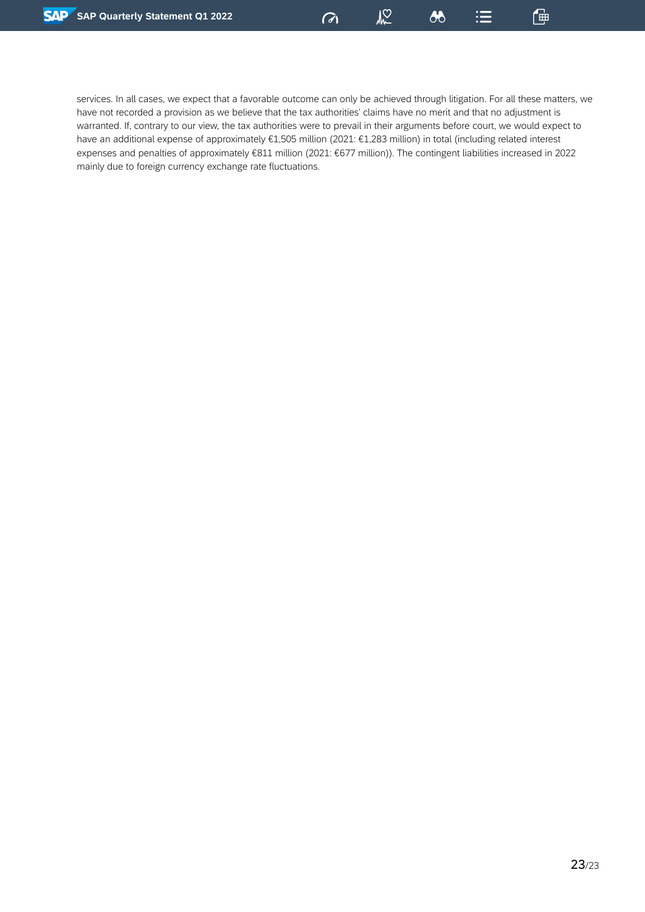services. In all cases, we expect that a favorable outcome can only be achieved through litigation. For all these matters, we have not recorded a provision as we believe that the tax authorities' claims have no merit and that no adjustment is warranted. If, contrary to our view, the tax authorities were to prevail in their arguments before court, we would expect to have an additional expense of approximately €1,505 million (2021: €1,283 million) in total (including related interest expenses and penalties of approximately €811 million (2021: €677 million)). The contingent liabilities increased in 2022 mainly due to foreign currency exchange rate fluctuations.